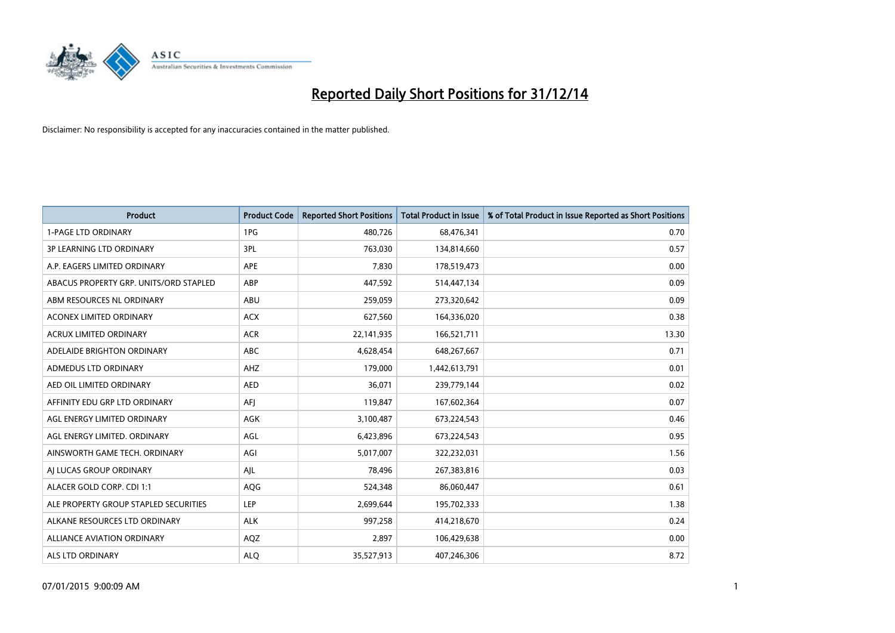# Reported Daily Short Positions for 31/12/14

Disclaimer: No responsibility is accepted for any inaccuracies contained in the matter published.

| Product | Product Code | Reported Short Positions | Total Product in Issue | % of Total Product in Issue Reported as Short Positions |
|---|---|---|---|---|
| 1-PAGE LTD ORDINARY | 1PG | 480,726 | 68,476,341 | 0.70 |
| 3P LEARNING LTD ORDINARY | 3PL | 763,030 | 134,814,660 | 0.57 |
| A.P. EAGERS LIMITED ORDINARY | APE | 7,830 | 178,519,473 | 0.00 |
| ABACUS PROPERTY GRP. UNITS/ORD STAPLED | ABP | 447,592 | 514,447,134 | 0.09 |
| ABM RESOURCES NL ORDINARY | ABU | 259,059 | 273,320,642 | 0.09 |
| ACONEX LIMITED ORDINARY | ACX | 627,560 | 164,336,020 | 0.38 |
| ACRUX LIMITED ORDINARY | ACR | 22,141,935 | 166,521,711 | 13.30 |
| ADELAIDE BRIGHTON ORDINARY | ABC | 4,628,454 | 648,267,667 | 0.71 |
| ADMEDUS LTD ORDINARY | AHZ | 179,000 | 1,442,613,791 | 0.01 |
| AED OIL LIMITED ORDINARY | AED | 36,071 | 239,779,144 | 0.02 |
| AFFINITY EDU GRP LTD ORDINARY | AFJ | 119,847 | 167,602,364 | 0.07 |
| AGL ENERGY LIMITED ORDINARY | AGK | 3,100,487 | 673,224,543 | 0.46 |
| AGL ENERGY LIMITED. ORDINARY | AGL | 6,423,896 | 673,224,543 | 0.95 |
| AINSWORTH GAME TECH. ORDINARY | AGI | 5,017,007 | 322,232,031 | 1.56 |
| AJ LUCAS GROUP ORDINARY | AJL | 78,496 | 267,383,816 | 0.03 |
| ALACER GOLD CORP. CDI 1:1 | AQG | 524,348 | 86,060,447 | 0.61 |
| ALE PROPERTY GROUP STAPLED SECURITIES | LEP | 2,699,644 | 195,702,333 | 1.38 |
| ALKANE RESOURCES LTD ORDINARY | ALK | 997,258 | 414,218,670 | 0.24 |
| ALLIANCE AVIATION ORDINARY | AQZ | 2,897 | 106,429,638 | 0.00 |
| ALS LTD ORDINARY | ALQ | 35,527,913 | 407,246,306 | 8.72 |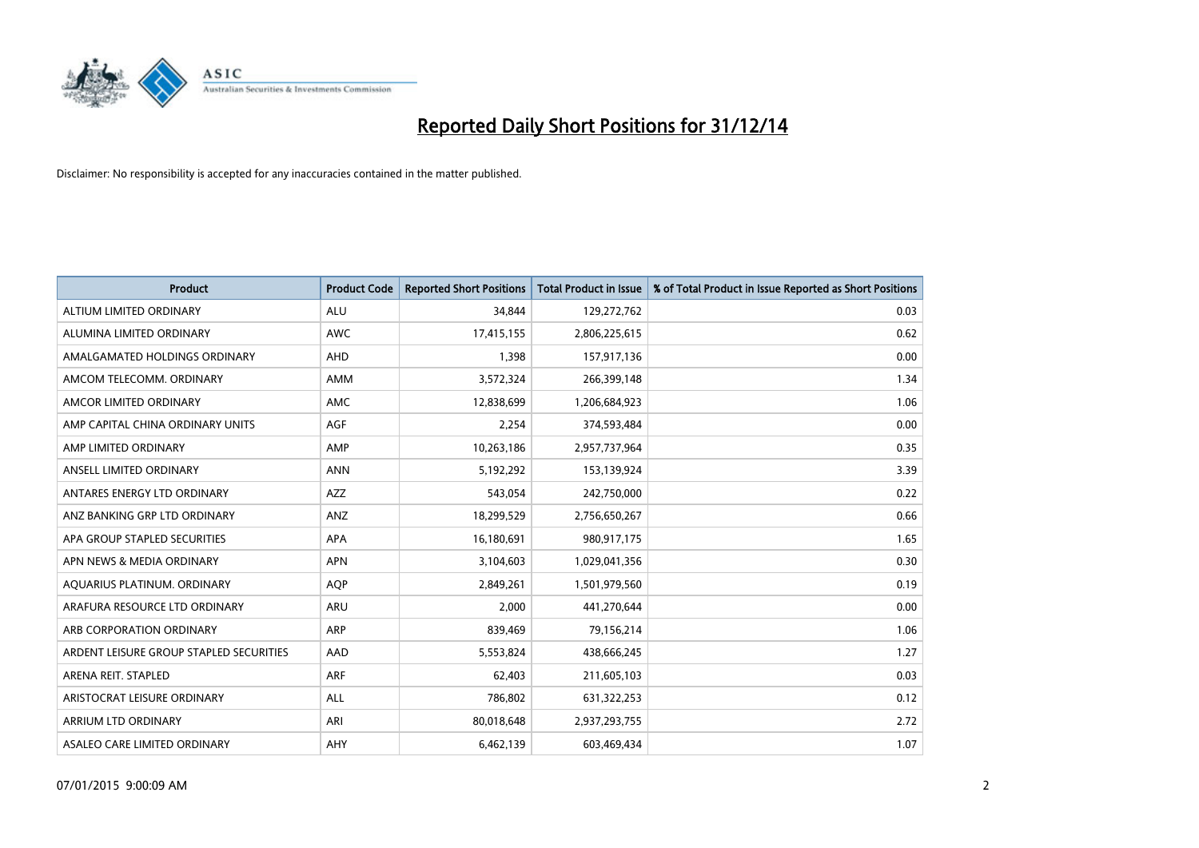# Reported Daily Short Positions for 31/12/14

Disclaimer: No responsibility is accepted for any inaccuracies contained in the matter published.

| Product | Product Code | Reported Short Positions | Total Product in Issue | % of Total Product in Issue Reported as Short Positions |
|---|---|---|---|---|
| ALTIUM LIMITED ORDINARY | ALU | 34,844 | 129,272,762 | 0.03 |
| ALUMINA LIMITED ORDINARY | AWC | 17,415,155 | 2,806,225,615 | 0.62 |
| AMALGAMATED HOLDINGS ORDINARY | AHD | 1,398 | 157,917,136 | 0.00 |
| AMCOM TELECOMM. ORDINARY | AMM | 3,572,324 | 266,399,148 | 1.34 |
| AMCOR LIMITED ORDINARY | AMC | 12,838,699 | 1,206,684,923 | 1.06 |
| AMP CAPITAL CHINA ORDINARY UNITS | AGF | 2,254 | 374,593,484 | 0.00 |
| AMP LIMITED ORDINARY | AMP | 10,263,186 | 2,957,737,964 | 0.35 |
| ANSELL LIMITED ORDINARY | ANN | 5,192,292 | 153,139,924 | 3.39 |
| ANTARES ENERGY LTD ORDINARY | AZZ | 543,054 | 242,750,000 | 0.22 |
| ANZ BANKING GRP LTD ORDINARY | ANZ | 18,299,529 | 2,756,650,267 | 0.66 |
| APA GROUP STAPLED SECURITIES | APA | 16,180,691 | 980,917,175 | 1.65 |
| APN NEWS & MEDIA ORDINARY | APN | 3,104,603 | 1,029,041,356 | 0.30 |
| AQUARIUS PLATINUM. ORDINARY | AQP | 2,849,261 | 1,501,979,560 | 0.19 |
| ARAFURA RESOURCE LTD ORDINARY | ARU | 2,000 | 441,270,644 | 0.00 |
| ARB CORPORATION ORDINARY | ARP | 839,469 | 79,156,214 | 1.06 |
| ARDENT LEISURE GROUP STAPLED SECURITIES | AAD | 5,553,824 | 438,666,245 | 1.27 |
| ARENA REIT. STAPLED | ARF | 62,403 | 211,605,103 | 0.03 |
| ARISTOCRAT LEISURE ORDINARY | ALL | 786,802 | 631,322,253 | 0.12 |
| ARRIUM LTD ORDINARY | ARI | 80,018,648 | 2,937,293,755 | 2.72 |
| ASALEO CARE LIMITED ORDINARY | AHY | 6,462,139 | 603,469,434 | 1.07 |

07/01/2015 9:00:09 AM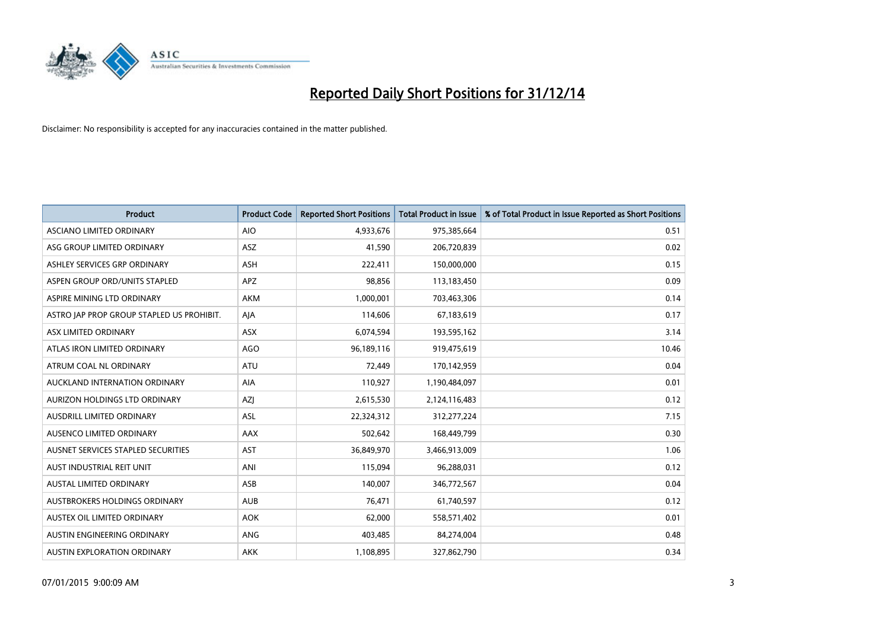# Reported Daily Short Positions for 31/12/14

Disclaimer: No responsibility is accepted for any inaccuracies contained in the matter published.

| Product | Product Code | Reported Short Positions | Total Product in Issue | % of Total Product in Issue Reported as Short Positions |
| --- | --- | --- | --- | --- |
| ASCIANO LIMITED ORDINARY | AIO | 4,933,676 | 975,385,664 | 0.51 |
| ASG GROUP LIMITED ORDINARY | ASZ | 41,590 | 206,720,839 | 0.02 |
| ASHLEY SERVICES GRP ORDINARY | ASH | 222,411 | 150,000,000 | 0.15 |
| ASPEN GROUP ORD/UNITS STAPLED | APZ | 98,856 | 113,183,450 | 0.09 |
| ASPIRE MINING LTD ORDINARY | AKM | 1,000,001 | 703,463,306 | 0.14 |
| ASTRO JAP PROP GROUP STAPLED US PROHIBIT. | AJA | 114,606 | 67,183,619 | 0.17 |
| ASX LIMITED ORDINARY | ASX | 6,074,594 | 193,595,162 | 3.14 |
| ATLAS IRON LIMITED ORDINARY | AGO | 96,189,116 | 919,475,619 | 10.46 |
| ATRUM COAL NL ORDINARY | ATU | 72,449 | 170,142,959 | 0.04 |
| AUCKLAND INTERNATION ORDINARY | AIA | 110,927 | 1,190,484,097 | 0.01 |
| AURIZON HOLDINGS LTD ORDINARY | AZJ | 2,615,530 | 2,124,116,483 | 0.12 |
| AUSDRILL LIMITED ORDINARY | ASL | 22,324,312 | 312,277,224 | 7.15 |
| AUSENCO LIMITED ORDINARY | AAX | 502,642 | 168,449,799 | 0.30 |
| AUSNET SERVICES STAPLED SECURITIES | AST | 36,849,970 | 3,466,913,009 | 1.06 |
| AUST INDUSTRIAL REIT UNIT | ANI | 115,094 | 96,288,031 | 0.12 |
| AUSTAL LIMITED ORDINARY | ASB | 140,007 | 346,772,567 | 0.04 |
| AUSTBROKERS HOLDINGS ORDINARY | AUB | 76,471 | 61,740,597 | 0.12 |
| AUSTEX OIL LIMITED ORDINARY | AOK | 62,000 | 558,571,402 | 0.01 |
| AUSTIN ENGINEERING ORDINARY | ANG | 403,485 | 84,274,004 | 0.48 |
| AUSTIN EXPLORATION ORDINARY | AKK | 1,108,895 | 327,862,790 | 0.34 |

07/01/2015 9:00:09 AM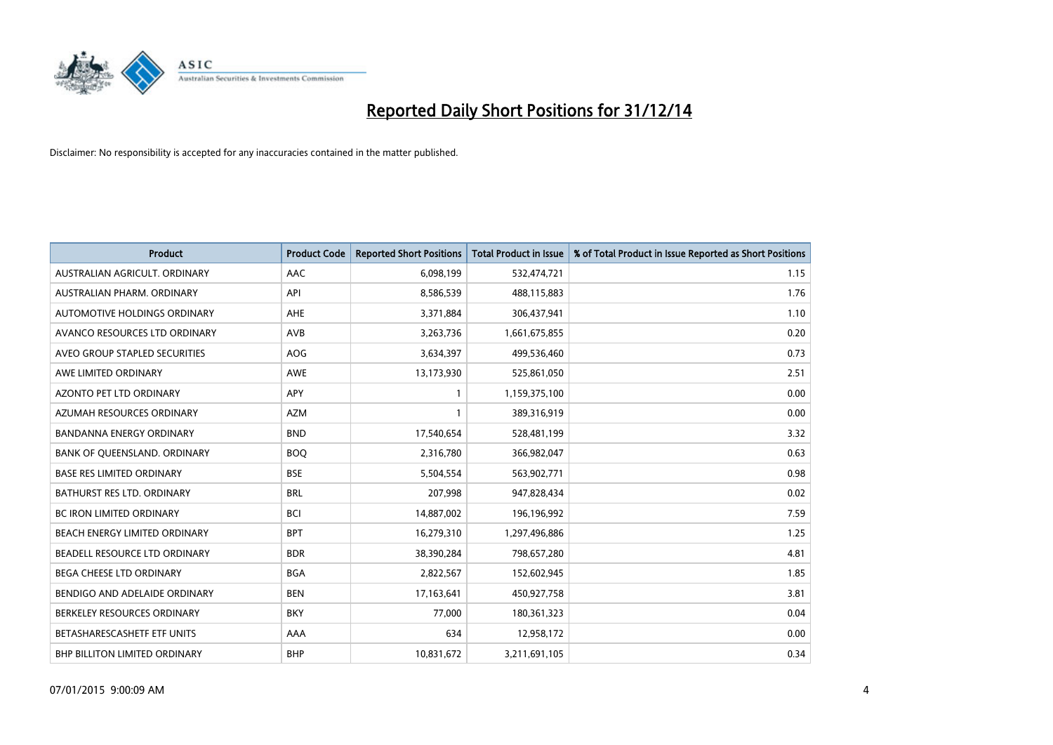# Reported Daily Short Positions for 31/12/14

Disclaimer: No responsibility is accepted for any inaccuracies contained in the matter published.

| Product | Product Code | Reported Short Positions | Total Product in Issue | % of Total Product in Issue Reported as Short Positions |
| --- | --- | --- | --- | --- |
| AUSTRALIAN AGRICULT. ORDINARY | AAC | 6,098,199 | 532,474,721 | 1.15 |
| AUSTRALIAN PHARM. ORDINARY | API | 8,586,539 | 488,115,883 | 1.76 |
| AUTOMOTIVE HOLDINGS ORDINARY | AHE | 3,371,884 | 306,437,941 | 1.10 |
| AVANCO RESOURCES LTD ORDINARY | AVB | 3,263,736 | 1,661,675,855 | 0.20 |
| AVEO GROUP STAPLED SECURITIES | AOG | 3,634,397 | 499,536,460 | 0.73 |
| AWE LIMITED ORDINARY | AWE | 13,173,930 | 525,861,050 | 2.51 |
| AZONTO PET LTD ORDINARY | APY | 1 | 1,159,375,100 | 0.00 |
| AZUMAH RESOURCES ORDINARY | AZM | 1 | 389,316,919 | 0.00 |
| BANDANNA ENERGY ORDINARY | BND | 17,540,654 | 528,481,199 | 3.32 |
| BANK OF QUEENSLAND. ORDINARY | BOQ | 2,316,780 | 366,982,047 | 0.63 |
| BASE RES LIMITED ORDINARY | BSE | 5,504,554 | 563,902,771 | 0.98 |
| BATHURST RES LTD. ORDINARY | BRL | 207,998 | 947,828,434 | 0.02 |
| BC IRON LIMITED ORDINARY | BCI | 14,887,002 | 196,196,992 | 7.59 |
| BEACH ENERGY LIMITED ORDINARY | BPT | 16,279,310 | 1,297,496,886 | 1.25 |
| BEADELL RESOURCE LTD ORDINARY | BDR | 38,390,284 | 798,657,280 | 4.81 |
| BEGA CHEESE LTD ORDINARY | BGA | 2,822,567 | 152,602,945 | 1.85 |
| BENDIGO AND ADELAIDE ORDINARY | BEN | 17,163,641 | 450,927,758 | 3.81 |
| BERKELEY RESOURCES ORDINARY | BKY | 77,000 | 180,361,323 | 0.04 |
| BETASHARESCASHETF ETF UNITS | AAA | 634 | 12,958,172 | 0.00 |
| BHP BILLITON LIMITED ORDINARY | BHP | 10,831,672 | 3,211,691,105 | 0.34 |

07/01/2015 9:00:09 AM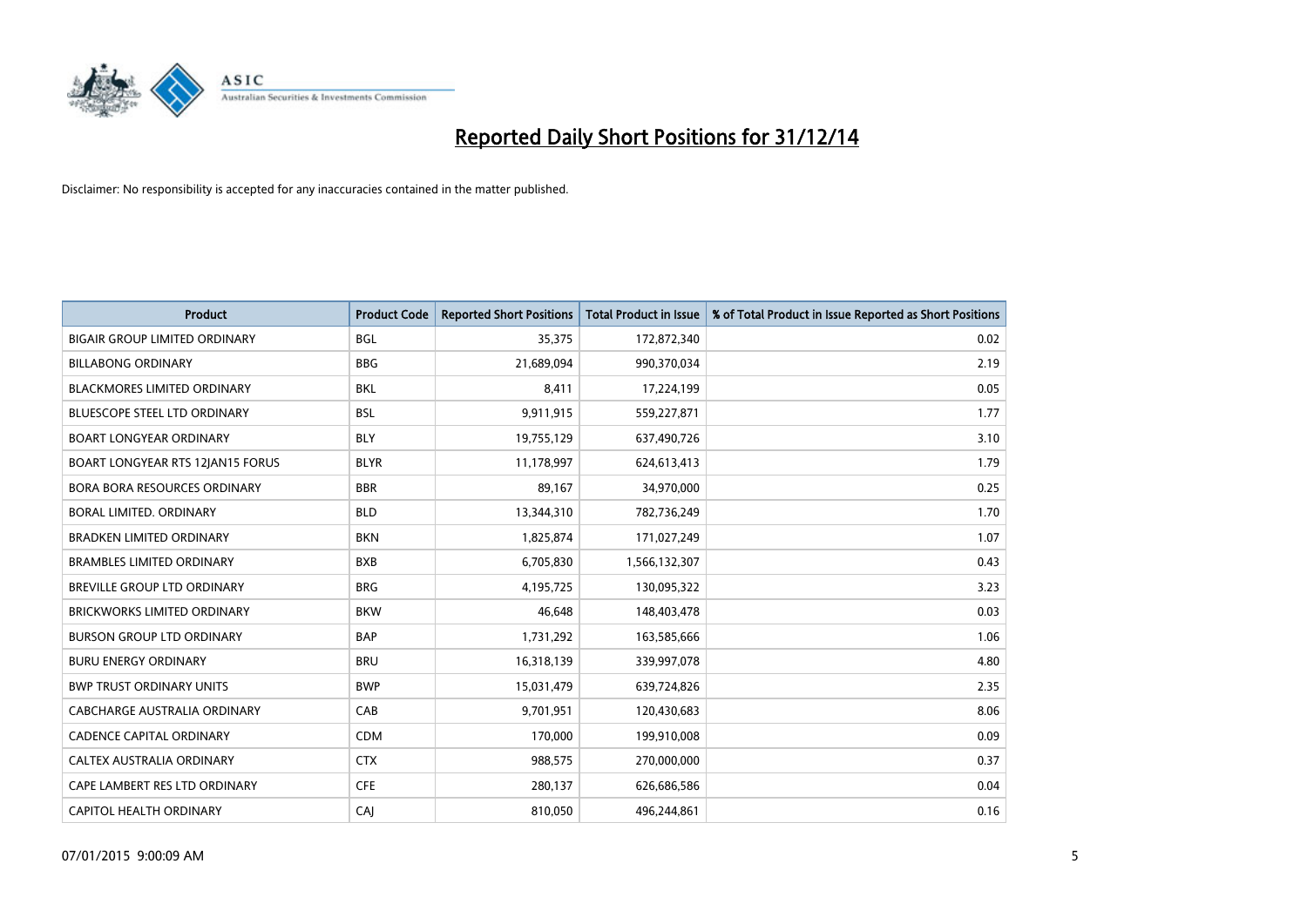# Reported Daily Short Positions for 31/12/14

Disclaimer: No responsibility is accepted for any inaccuracies contained in the matter published.

| Product | Product Code | Reported Short Positions | Total Product in Issue | % of Total Product in Issue Reported as Short Positions |
|---|---|---|---|---|
| BIGAIR GROUP LIMITED ORDINARY | BGL | 35,375 | 172,872,340 | 0.02 |
| BILLABONG ORDINARY | BBG | 21,689,094 | 990,370,034 | 2.19 |
| BLACKMORES LIMITED ORDINARY | BKL | 8,411 | 17,224,199 | 0.05 |
| BLUESCOPE STEEL LTD ORDINARY | BSL | 9,911,915 | 559,227,871 | 1.77 |
| BOART LONGYEAR ORDINARY | BLY | 19,755,129 | 637,490,726 | 3.10 |
| BOART LONGYEAR RTS 12JAN15 FORUS | BLYR | 11,178,997 | 624,613,413 | 1.79 |
| BORA BORA RESOURCES ORDINARY | BBR | 89,167 | 34,970,000 | 0.25 |
| BORAL LIMITED. ORDINARY | BLD | 13,344,310 | 782,736,249 | 1.70 |
| BRADKEN LIMITED ORDINARY | BKN | 1,825,874 | 171,027,249 | 1.07 |
| BRAMBLES LIMITED ORDINARY | BXB | 6,705,830 | 1,566,132,307 | 0.43 |
| BREVILLE GROUP LTD ORDINARY | BRG | 4,195,725 | 130,095,322 | 3.23 |
| BRICKWORKS LIMITED ORDINARY | BKW | 46,648 | 148,403,478 | 0.03 |
| BURSON GROUP LTD ORDINARY | BAP | 1,731,292 | 163,585,666 | 1.06 |
| BURU ENERGY ORDINARY | BRU | 16,318,139 | 339,997,078 | 4.80 |
| BWP TRUST ORDINARY UNITS | BWP | 15,031,479 | 639,724,826 | 2.35 |
| CABCHARGE AUSTRALIA ORDINARY | CAB | 9,701,951 | 120,430,683 | 8.06 |
| CADENCE CAPITAL ORDINARY | CDM | 170,000 | 199,910,008 | 0.09 |
| CALTEX AUSTRALIA ORDINARY | CTX | 988,575 | 270,000,000 | 0.37 |
| CAPE LAMBERT RES LTD ORDINARY | CFE | 280,137 | 626,686,586 | 0.04 |
| CAPITOL HEALTH ORDINARY | CAJ | 810,050 | 496,244,861 | 0.16 |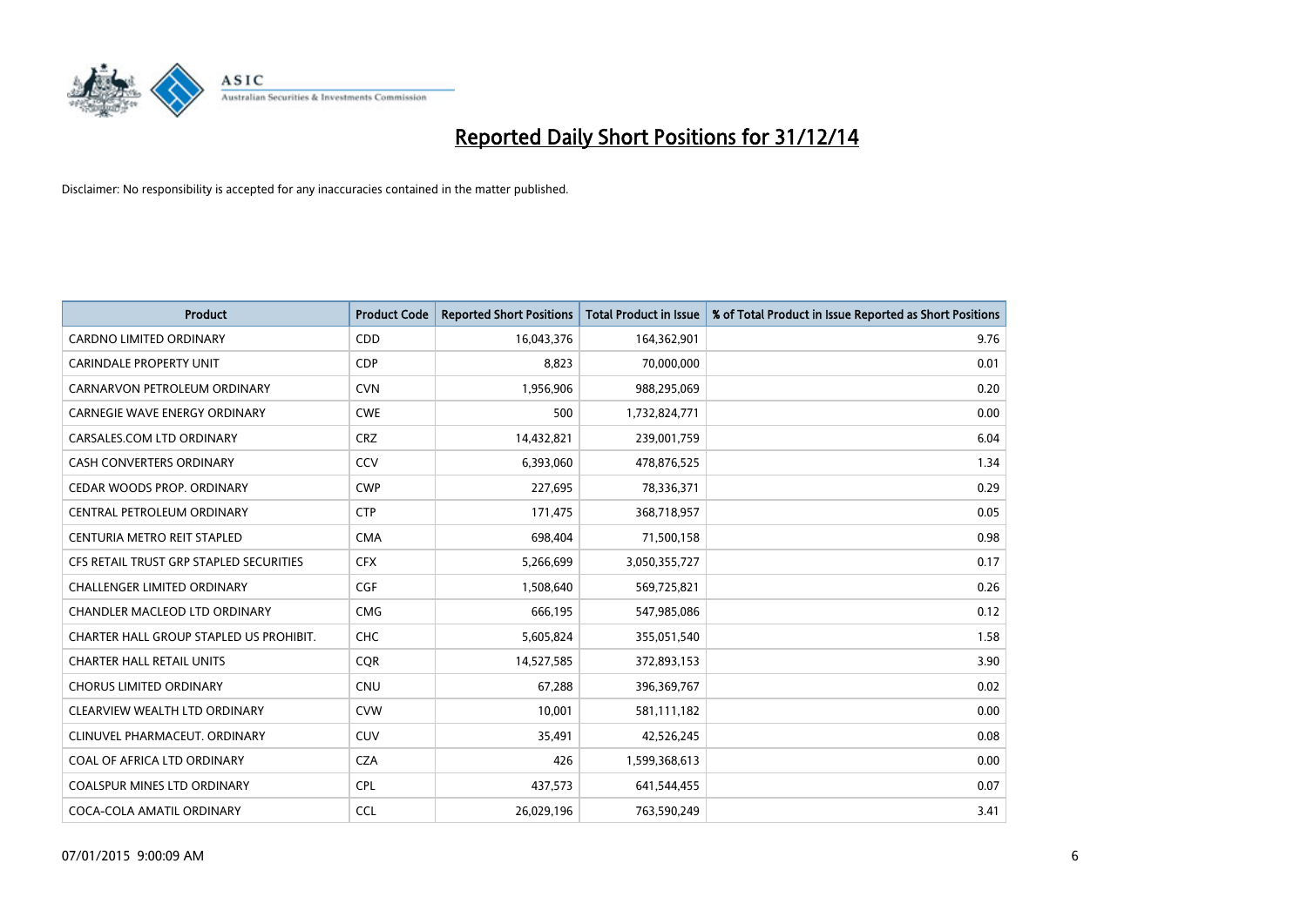# Reported Daily Short Positions for 31/12/14

Disclaimer: No responsibility is accepted for any inaccuracies contained in the matter published.

| Product | Product Code | Reported Short Positions | Total Product in Issue | % of Total Product in Issue Reported as Short Positions |
|---|---|---|---|---|
| CARDNO LIMITED ORDINARY | CDD | 16,043,376 | 164,362,901 | 9.76 |
| CARINDALE PROPERTY UNIT | CDP | 8,823 | 70,000,000 | 0.01 |
| CARNARVON PETROLEUM ORDINARY | CVN | 1,956,906 | 988,295,069 | 0.20 |
| CARNEGIE WAVE ENERGY ORDINARY | CWE | 500 | 1,732,824,771 | 0.00 |
| CARSALES.COM LTD ORDINARY | CRZ | 14,432,821 | 239,001,759 | 6.04 |
| CASH CONVERTERS ORDINARY | CCV | 6,393,060 | 478,876,525 | 1.34 |
| CEDAR WOODS PROP. ORDINARY | CWP | 227,695 | 78,336,371 | 0.29 |
| CENTRAL PETROLEUM ORDINARY | CTP | 171,475 | 368,718,957 | 0.05 |
| CENTURIA METRO REIT STAPLED | CMA | 698,404 | 71,500,158 | 0.98 |
| CFS RETAIL TRUST GRP STAPLED SECURITIES | CFX | 5,266,699 | 3,050,355,727 | 0.17 |
| CHALLENGER LIMITED ORDINARY | CGF | 1,508,640 | 569,725,821 | 0.26 |
| CHANDLER MACLEOD LTD ORDINARY | CMG | 666,195 | 547,985,086 | 0.12 |
| CHARTER HALL GROUP STAPLED US PROHIBIT. | CHC | 5,605,824 | 355,051,540 | 1.58 |
| CHARTER HALL RETAIL UNITS | CQR | 14,527,585 | 372,893,153 | 3.90 |
| CHORUS LIMITED ORDINARY | CNU | 67,288 | 396,369,767 | 0.02 |
| CLEARVIEW WEALTH LTD ORDINARY | CVW | 10,001 | 581,111,182 | 0.00 |
| CLINUVEL PHARMACEUT. ORDINARY | CUV | 35,491 | 42,526,245 | 0.08 |
| COAL OF AFRICA LTD ORDINARY | CZA | 426 | 1,599,368,613 | 0.00 |
| COALSPUR MINES LTD ORDINARY | CPL | 437,573 | 641,544,455 | 0.07 |
| COCA-COLA AMATIL ORDINARY | CCL | 26,029,196 | 763,590,249 | 3.41 |

07/01/2015 9:00:09 AM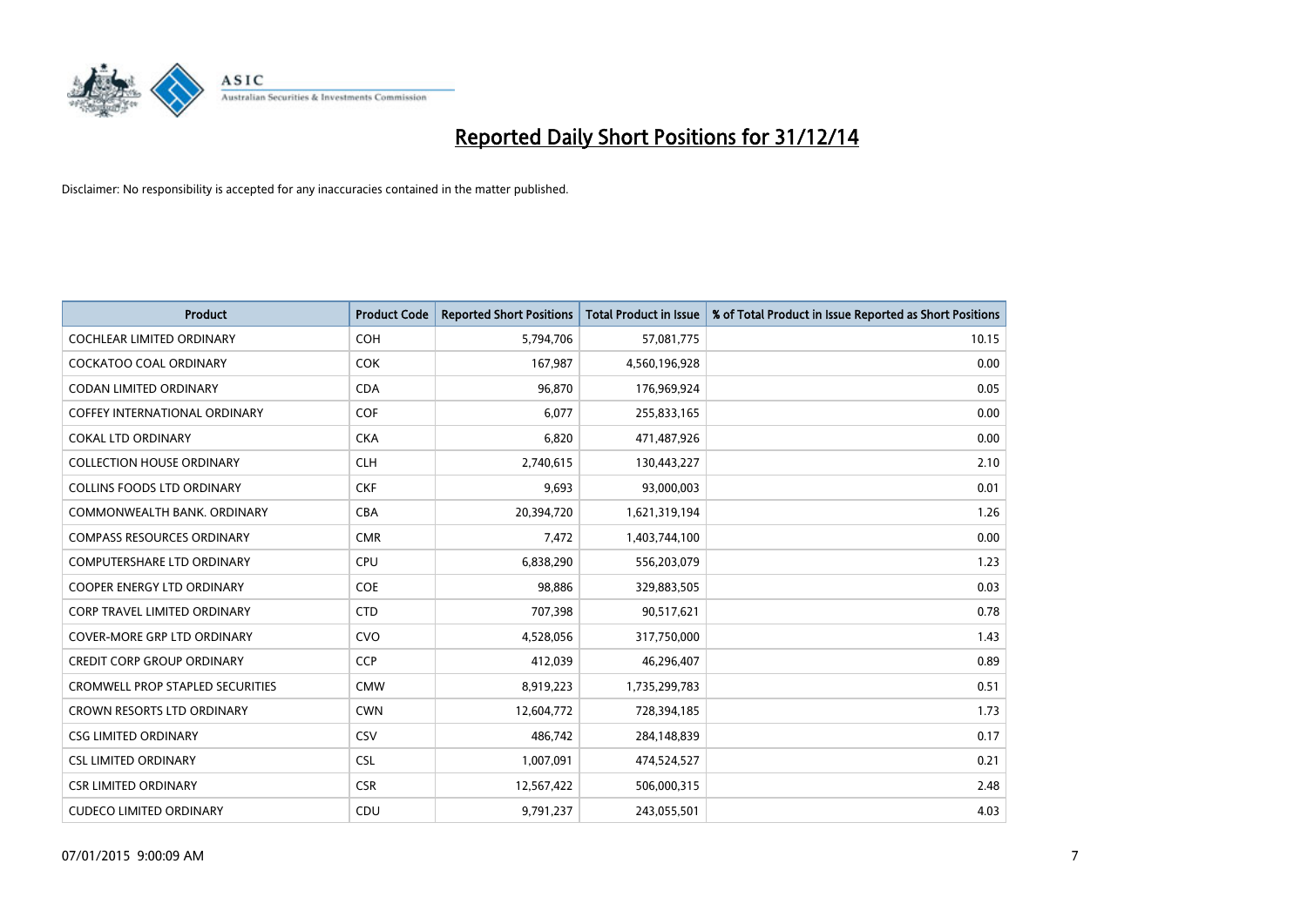# Reported Daily Short Positions for 31/12/14

Disclaimer: No responsibility is accepted for any inaccuracies contained in the matter published.

| Product | Product Code | Reported Short Positions | Total Product in Issue | % of Total Product in Issue Reported as Short Positions |
|---|---|---|---|---|
| COCHLEAR LIMITED ORDINARY | COH | 5,794,706 | 57,081,775 | 10.15 |
| COCKATOO COAL ORDINARY | COK | 167,987 | 4,560,196,928 | 0.00 |
| CODAN LIMITED ORDINARY | CDA | 96,870 | 176,969,924 | 0.05 |
| COFFEY INTERNATIONAL ORDINARY | COF | 6,077 | 255,833,165 | 0.00 |
| COKAL LTD ORDINARY | CKA | 6,820 | 471,487,926 | 0.00 |
| COLLECTION HOUSE ORDINARY | CLH | 2,740,615 | 130,443,227 | 2.10 |
| COLLINS FOODS LTD ORDINARY | CKF | 9,693 | 93,000,003 | 0.01 |
| COMMONWEALTH BANK. ORDINARY | CBA | 20,394,720 | 1,621,319,194 | 1.26 |
| COMPASS RESOURCES ORDINARY | CMR | 7,472 | 1,403,744,100 | 0.00 |
| COMPUTERSHARE LTD ORDINARY | CPU | 6,838,290 | 556,203,079 | 1.23 |
| COOPER ENERGY LTD ORDINARY | COE | 98,886 | 329,883,505 | 0.03 |
| CORP TRAVEL LIMITED ORDINARY | CTD | 707,398 | 90,517,621 | 0.78 |
| COVER-MORE GRP LTD ORDINARY | CVO | 4,528,056 | 317,750,000 | 1.43 |
| CREDIT CORP GROUP ORDINARY | CCP | 412,039 | 46,296,407 | 0.89 |
| CROMWELL PROP STAPLED SECURITIES | CMW | 8,919,223 | 1,735,299,783 | 0.51 |
| CROWN RESORTS LTD ORDINARY | CWN | 12,604,772 | 728,394,185 | 1.73 |
| CSG LIMITED ORDINARY | CSV | 486,742 | 284,148,839 | 0.17 |
| CSL LIMITED ORDINARY | CSL | 1,007,091 | 474,524,527 | 0.21 |
| CSR LIMITED ORDINARY | CSR | 12,567,422 | 506,000,315 | 2.48 |
| CUDECO LIMITED ORDINARY | CDU | 9,791,237 | 243,055,501 | 4.03 |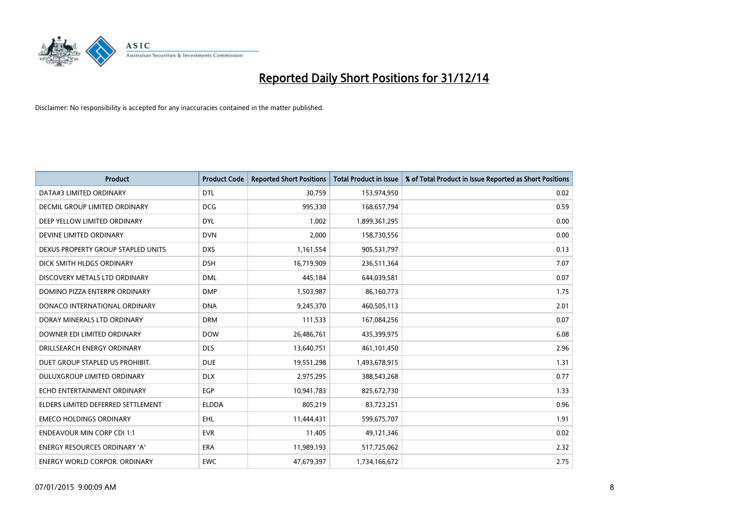# Reported Daily Short Positions for 31/12/14

Disclaimer: No responsibility is accepted for any inaccuracies contained in the matter published.

| Product | Product Code | Reported Short Positions | Total Product in Issue | % of Total Product in Issue Reported as Short Positions |
|---|---|---|---|---|
| DATA#3 LIMITED ORDINARY | DTL | 30,759 | 153,974,950 | 0.02 |
| DECMIL GROUP LIMITED ORDINARY | DCG | 995,330 | 168,657,794 | 0.59 |
| DEEP YELLOW LIMITED ORDINARY | DYL | 1,002 | 1,899,361,295 | 0.00 |
| DEVINE LIMITED ORDINARY | DVN | 2,000 | 158,730,556 | 0.00 |
| DEXUS PROPERTY GROUP STAPLED UNITS | DXS | 1,161,554 | 905,531,797 | 0.13 |
| DICK SMITH HLDGS ORDINARY | DSH | 16,719,909 | 236,511,364 | 7.07 |
| DISCOVERY METALS LTD ORDINARY | DML | 445,184 | 644,039,581 | 0.07 |
| DOMINO PIZZA ENTERPR ORDINARY | DMP | 1,503,987 | 86,160,773 | 1.75 |
| DONACO INTERNATIONAL ORDINARY | DNA | 9,245,370 | 460,505,113 | 2.01 |
| DORAY MINERALS LTD ORDINARY | DRM | 111,533 | 167,084,256 | 0.07 |
| DOWNER EDI LIMITED ORDINARY | DOW | 26,486,761 | 435,399,975 | 6.08 |
| DRILLSEARCH ENERGY ORDINARY | DLS | 13,640,751 | 461,101,450 | 2.96 |
| DUET GROUP STAPLED US PROHIBIT. | DUE | 19,551,298 | 1,493,678,915 | 1.31 |
| DULUXGROUP LIMITED ORDINARY | DLX | 2,975,295 | 388,543,268 | 0.77 |
| ECHO ENTERTAINMENT ORDINARY | EGP | 10,941,783 | 825,672,730 | 1.33 |
| ELDERS LIMITED DEFERRED SETTLEMENT | ELDDA | 805,219 | 83,723,251 | 0.96 |
| EMECO HOLDINGS ORDINARY | EHL | 11,444,431 | 599,675,707 | 1.91 |
| ENDEAVOUR MIN CORP CDI 1:1 | EVR | 11,405 | 49,121,346 | 0.02 |
| ENERGY RESOURCES ORDINARY 'A' | ERA | 11,989,193 | 517,725,062 | 2.32 |
| ENERGY WORLD CORPOR. ORDINARY | EWC | 47,679,397 | 1,734,166,672 | 2.75 |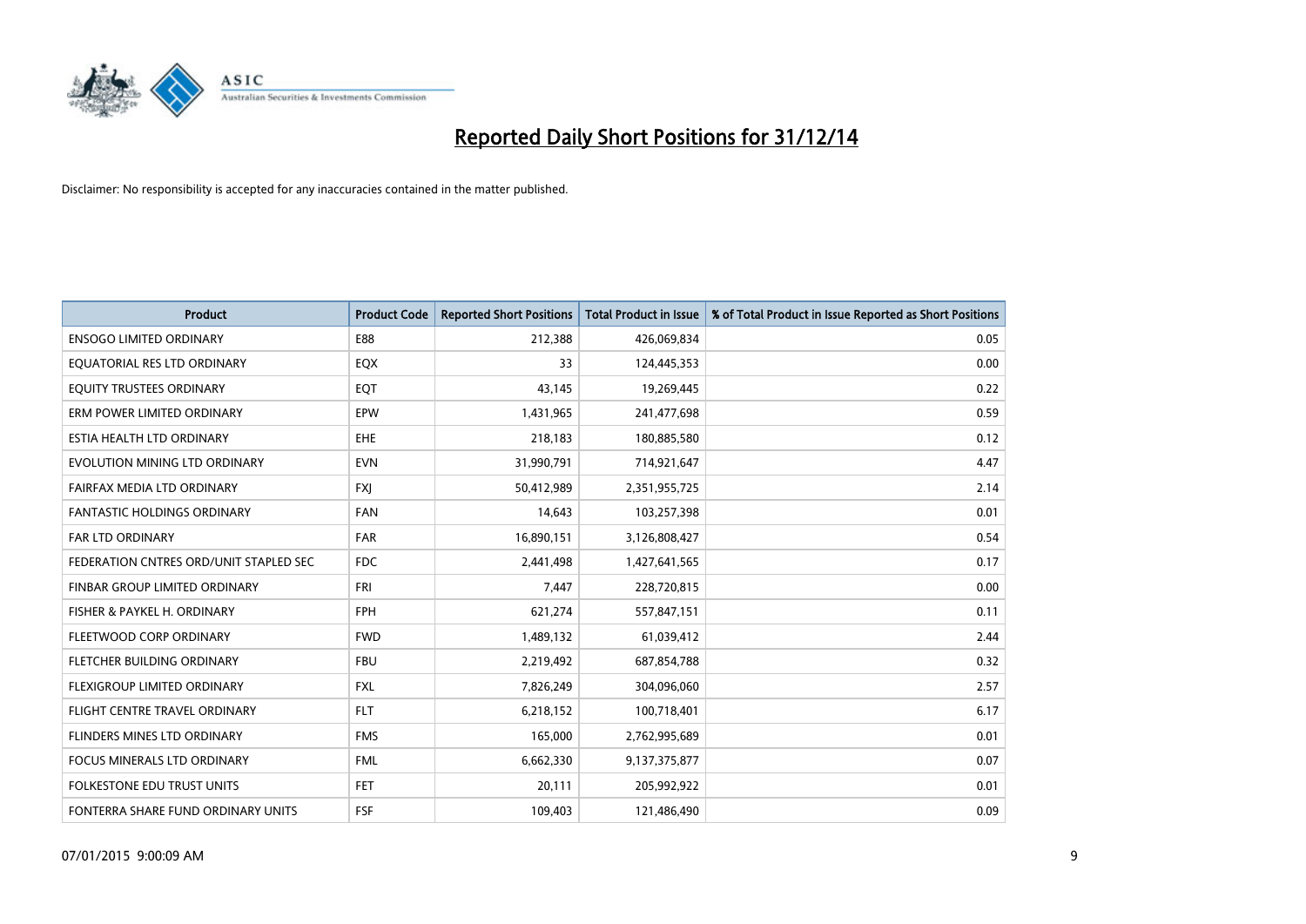# Reported Daily Short Positions for 31/12/14

Disclaimer: No responsibility is accepted for any inaccuracies contained in the matter published.

| Product | Product Code | Reported Short Positions | Total Product in Issue | % of Total Product in Issue Reported as Short Positions |
|---|---|---|---|---|
| ENSOGO LIMITED ORDINARY | E88 | 212,388 | 426,069,834 | 0.05 |
| EQUATORIAL RES LTD ORDINARY | EQX | 33 | 124,445,353 | 0.00 |
| EQUITY TRUSTEES ORDINARY | EQT | 43,145 | 19,269,445 | 0.22 |
| ERM POWER LIMITED ORDINARY | EPW | 1,431,965 | 241,477,698 | 0.59 |
| ESTIA HEALTH LTD ORDINARY | EHE | 218,183 | 180,885,580 | 0.12 |
| EVOLUTION MINING LTD ORDINARY | EVN | 31,990,791 | 714,921,647 | 4.47 |
| FAIRFAX MEDIA LTD ORDINARY | FXJ | 50,412,989 | 2,351,955,725 | 2.14 |
| FANTASTIC HOLDINGS ORDINARY | FAN | 14,643 | 103,257,398 | 0.01 |
| FAR LTD ORDINARY | FAR | 16,890,151 | 3,126,808,427 | 0.54 |
| FEDERATION CNTRES ORD/UNIT STAPLED SEC | FDC | 2,441,498 | 1,427,641,565 | 0.17 |
| FINBAR GROUP LIMITED ORDINARY | FRI | 7,447 | 228,720,815 | 0.00 |
| FISHER & PAYKEL H. ORDINARY | FPH | 621,274 | 557,847,151 | 0.11 |
| FLEETWOOD CORP ORDINARY | FWD | 1,489,132 | 61,039,412 | 2.44 |
| FLETCHER BUILDING ORDINARY | FBU | 2,219,492 | 687,854,788 | 0.32 |
| FLEXIGROUP LIMITED ORDINARY | FXL | 7,826,249 | 304,096,060 | 2.57 |
| FLIGHT CENTRE TRAVEL ORDINARY | FLT | 6,218,152 | 100,718,401 | 6.17 |
| FLINDERS MINES LTD ORDINARY | FMS | 165,000 | 2,762,995,689 | 0.01 |
| FOCUS MINERALS LTD ORDINARY | FML | 6,662,330 | 9,137,375,877 | 0.07 |
| FOLKESTONE EDU TRUST UNITS | FET | 20,111 | 205,992,922 | 0.01 |
| FONTERRA SHARE FUND ORDINARY UNITS | FSF | 109,403 | 121,486,490 | 0.09 |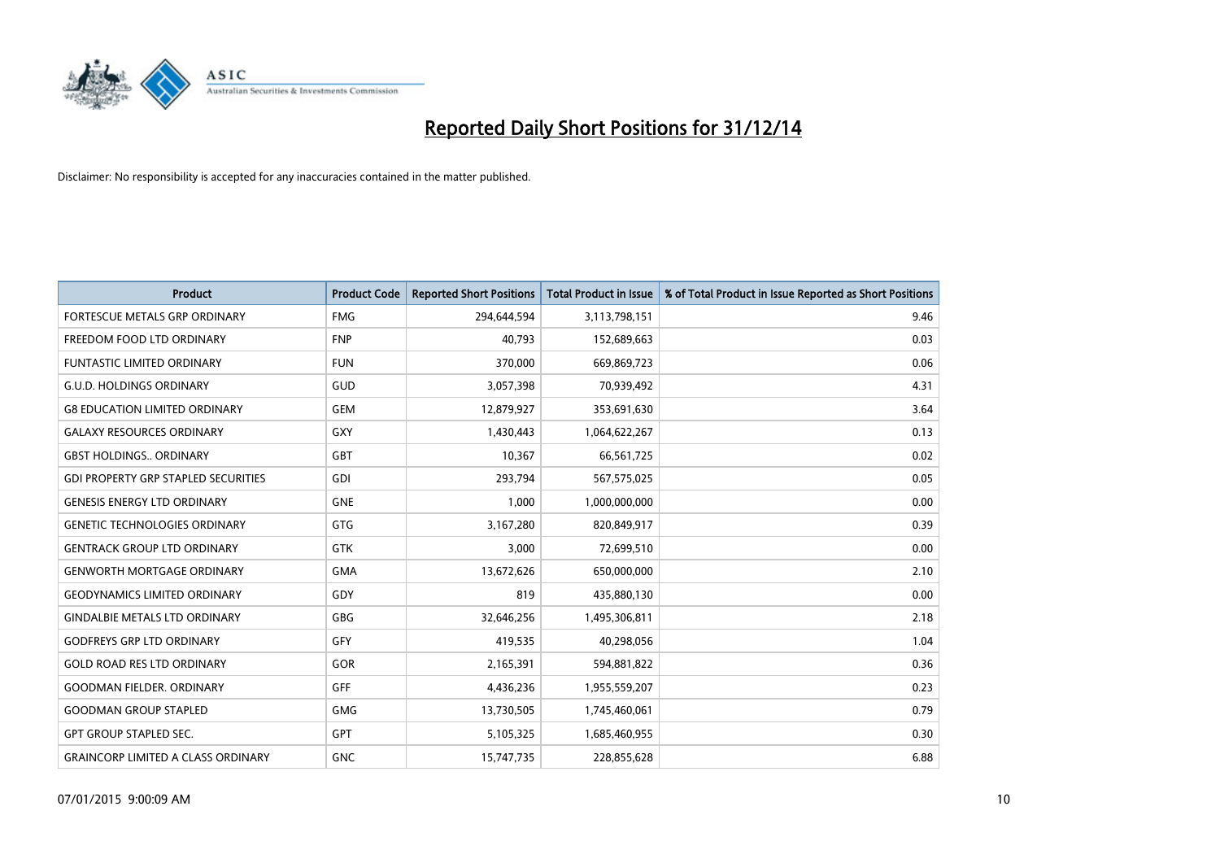# Reported Daily Short Positions for 31/12/14

Disclaimer: No responsibility is accepted for any inaccuracies contained in the matter published.

| Product | Product Code | Reported Short Positions | Total Product in Issue | % of Total Product in Issue Reported as Short Positions |
|---|---|---|---|---|
| FORTESCUE METALS GRP ORDINARY | FMG | 294,644,594 | 3,113,798,151 | 9.46 |
| FREEDOM FOOD LTD ORDINARY | FNP | 40,793 | 152,689,663 | 0.03 |
| FUNTASTIC LIMITED ORDINARY | FUN | 370,000 | 669,869,723 | 0.06 |
| G.U.D. HOLDINGS ORDINARY | GUD | 3,057,398 | 70,939,492 | 4.31 |
| G8 EDUCATION LIMITED ORDINARY | GEM | 12,879,927 | 353,691,630 | 3.64 |
| GALAXY RESOURCES ORDINARY | GXY | 1,430,443 | 1,064,622,267 | 0.13 |
| GBST HOLDINGS.. ORDINARY | GBT | 10,367 | 66,561,725 | 0.02 |
| GDI PROPERTY GRP STAPLED SECURITIES | GDI | 293,794 | 567,575,025 | 0.05 |
| GENESIS ENERGY LTD ORDINARY | GNE | 1,000 | 1,000,000,000 | 0.00 |
| GENETIC TECHNOLOGIES ORDINARY | GTG | 3,167,280 | 820,849,917 | 0.39 |
| GENTRACK GROUP LTD ORDINARY | GTK | 3,000 | 72,699,510 | 0.00 |
| GENWORTH MORTGAGE ORDINARY | GMA | 13,672,626 | 650,000,000 | 2.10 |
| GEODYNAMICS LIMITED ORDINARY | GDY | 819 | 435,880,130 | 0.00 |
| GINDALBIE METALS LTD ORDINARY | GBG | 32,646,256 | 1,495,306,811 | 2.18 |
| GODFREYS GRP LTD ORDINARY | GFY | 419,535 | 40,298,056 | 1.04 |
| GOLD ROAD RES LTD ORDINARY | GOR | 2,165,391 | 594,881,822 | 0.36 |
| GOODMAN FIELDER. ORDINARY | GFF | 4,436,236 | 1,955,559,207 | 0.23 |
| GOODMAN GROUP STAPLED | GMG | 13,730,505 | 1,745,460,061 | 0.79 |
| GPT GROUP STAPLED SEC. | GPT | 5,105,325 | 1,685,460,955 | 0.30 |
| GRAINCORP LIMITED A CLASS ORDINARY | GNC | 15,747,735 | 228,855,628 | 6.88 |

07/01/2015 9:00:09 AM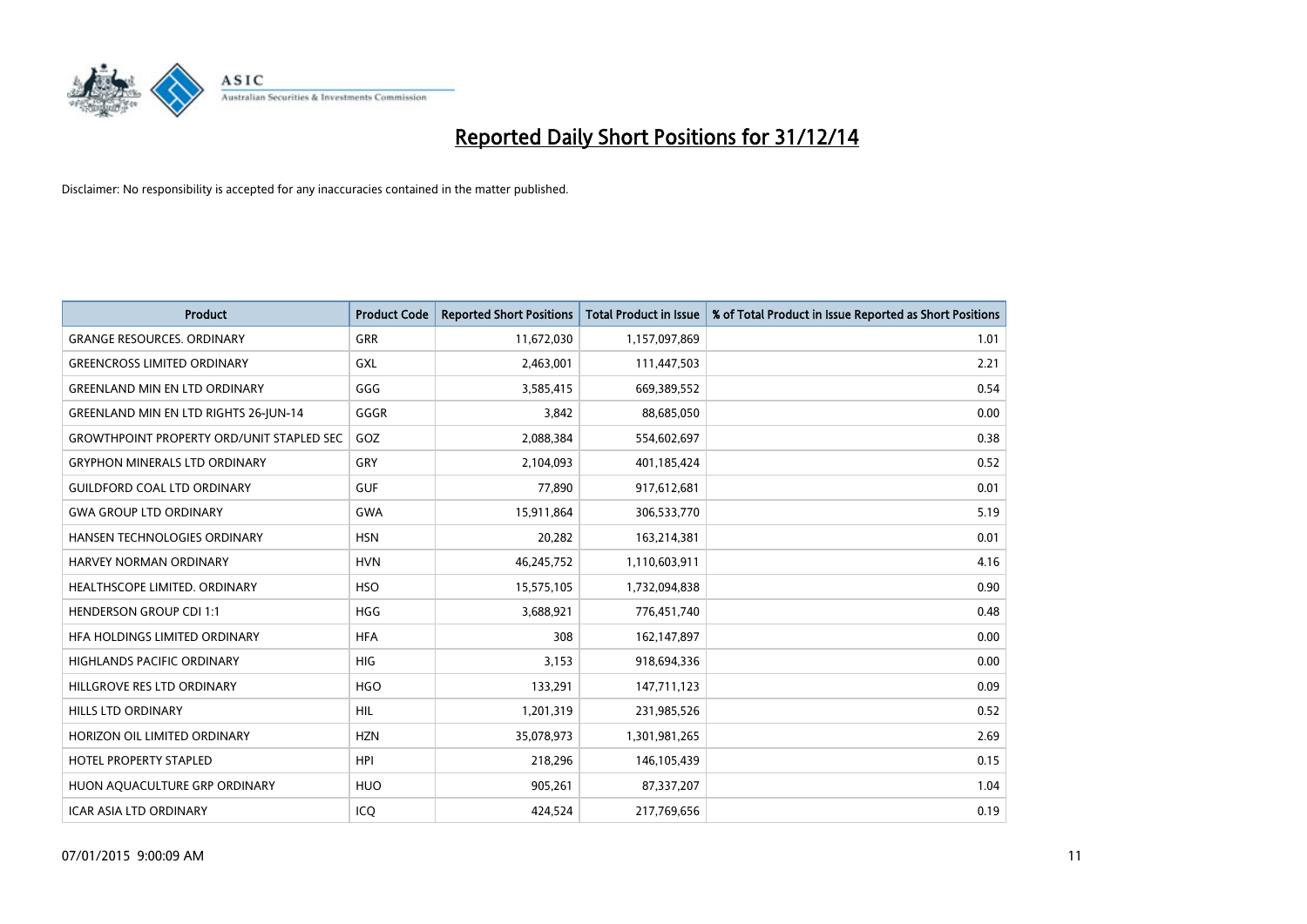# Reported Daily Short Positions for 31/12/14

Disclaimer: No responsibility is accepted for any inaccuracies contained in the matter published.

| Product | Product Code | Reported Short Positions | Total Product in Issue | % of Total Product in Issue Reported as Short Positions |
|---|---|---|---|---|
| GRANGE RESOURCES. ORDINARY | GRR | 11,672,030 | 1,157,097,869 | 1.01 |
| GREENCROSS LIMITED ORDINARY | GXL | 2,463,001 | 111,447,503 | 2.21 |
| GREENLAND MIN EN LTD ORDINARY | GGG | 3,585,415 | 669,389,552 | 0.54 |
| GREENLAND MIN EN LTD RIGHTS 26-JUN-14 | GGGR | 3,842 | 88,685,050 | 0.00 |
| GROWTHPOINT PROPERTY ORD/UNIT STAPLED SEC | GOZ | 2,088,384 | 554,602,697 | 0.38 |
| GRYPHON MINERALS LTD ORDINARY | GRY | 2,104,093 | 401,185,424 | 0.52 |
| GUILDFORD COAL LTD ORDINARY | GUF | 77,890 | 917,612,681 | 0.01 |
| GWA GROUP LTD ORDINARY | GWA | 15,911,864 | 306,533,770 | 5.19 |
| HANSEN TECHNOLOGIES ORDINARY | HSN | 20,282 | 163,214,381 | 0.01 |
| HARVEY NORMAN ORDINARY | HVN | 46,245,752 | 1,110,603,911 | 4.16 |
| HEALTHSCOPE LIMITED. ORDINARY | HSO | 15,575,105 | 1,732,094,838 | 0.90 |
| HENDERSON GROUP CDI 1:1 | HGG | 3,688,921 | 776,451,740 | 0.48 |
| HFA HOLDINGS LIMITED ORDINARY | HFA | 308 | 162,147,897 | 0.00 |
| HIGHLANDS PACIFIC ORDINARY | HIG | 3,153 | 918,694,336 | 0.00 |
| HILLGROVE RES LTD ORDINARY | HGO | 133,291 | 147,711,123 | 0.09 |
| HILLS LTD ORDINARY | HIL | 1,201,319 | 231,985,526 | 0.52 |
| HORIZON OIL LIMITED ORDINARY | HZN | 35,078,973 | 1,301,981,265 | 2.69 |
| HOTEL PROPERTY STAPLED | HPI | 218,296 | 146,105,439 | 0.15 |
| HUON AQUACULTURE GRP ORDINARY | HUO | 905,261 | 87,337,207 | 1.04 |
| ICAR ASIA LTD ORDINARY | ICQ | 424,524 | 217,769,656 | 0.19 |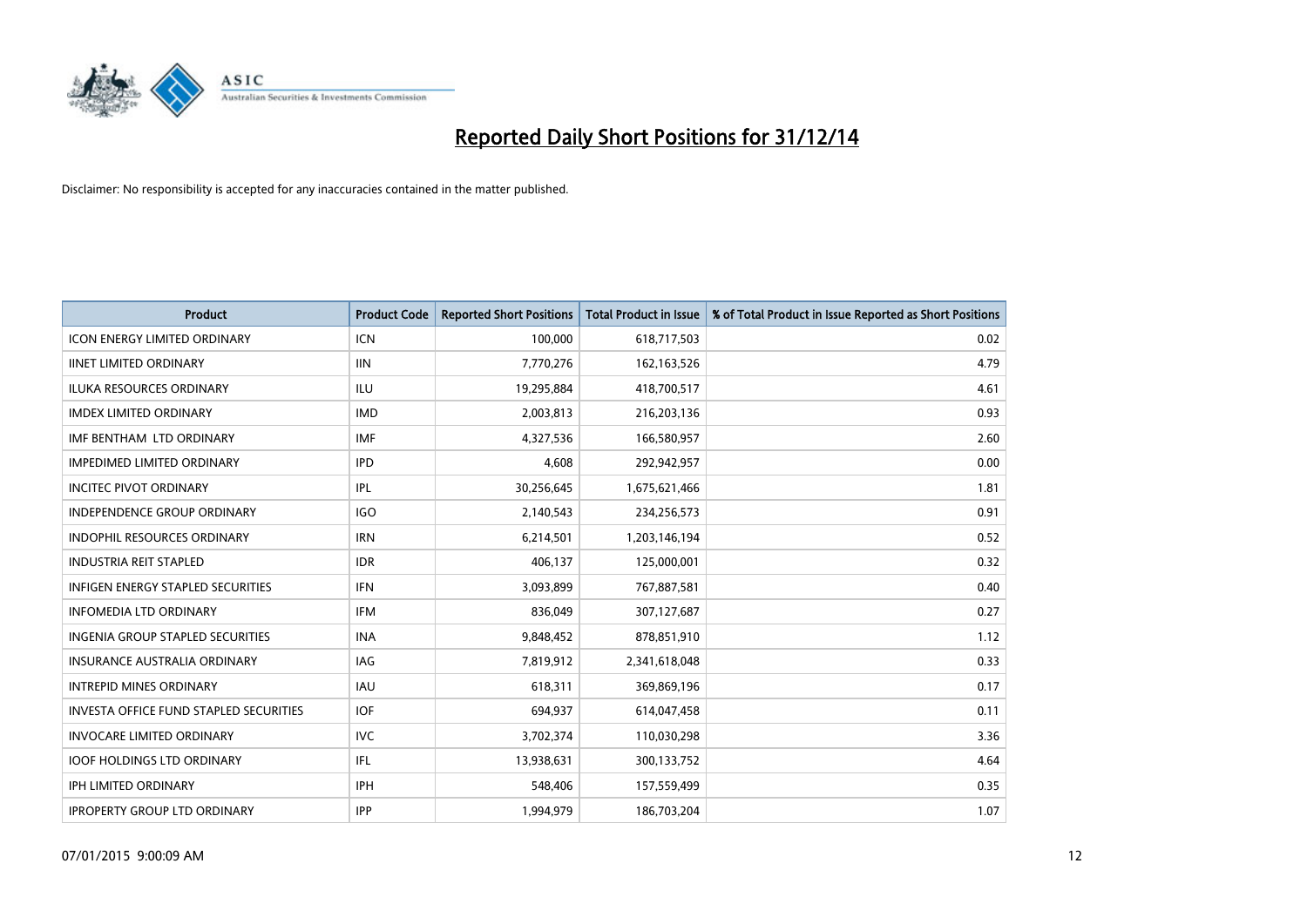# Reported Daily Short Positions for 31/12/14

Disclaimer: No responsibility is accepted for any inaccuracies contained in the matter published.

| Product | Product Code | Reported Short Positions | Total Product in Issue | % of Total Product in Issue Reported as Short Positions |
|---|---|---|---|---|
| ICON ENERGY LIMITED ORDINARY | ICN | 100,000 | 618,717,503 | 0.02 |
| IINET LIMITED ORDINARY | IIN | 7,770,276 | 162,163,526 | 4.79 |
| ILUKA RESOURCES ORDINARY | ILU | 19,295,884 | 418,700,517 | 4.61 |
| IMDEX LIMITED ORDINARY | IMD | 2,003,813 | 216,203,136 | 0.93 |
| IMF BENTHAM LTD ORDINARY | IMF | 4,327,536 | 166,580,957 | 2.60 |
| IMPEDIMED LIMITED ORDINARY | IPD | 4,608 | 292,942,957 | 0.00 |
| INCITEC PIVOT ORDINARY | IPL | 30,256,645 | 1,675,621,466 | 1.81 |
| INDEPENDENCE GROUP ORDINARY | IGO | 2,140,543 | 234,256,573 | 0.91 |
| INDOPHIL RESOURCES ORDINARY | IRN | 6,214,501 | 1,203,146,194 | 0.52 |
| INDUSTRIA REIT STAPLED | IDR | 406,137 | 125,000,001 | 0.32 |
| INFIGEN ENERGY STAPLED SECURITIES | IFN | 3,093,899 | 767,887,581 | 0.40 |
| INFOMEDIA LTD ORDINARY | IFM | 836,049 | 307,127,687 | 0.27 |
| INGENIA GROUP STAPLED SECURITIES | INA | 9,848,452 | 878,851,910 | 1.12 |
| INSURANCE AUSTRALIA ORDINARY | IAG | 7,819,912 | 2,341,618,048 | 0.33 |
| INTREPID MINES ORDINARY | IAU | 618,311 | 369,869,196 | 0.17 |
| INVESTA OFFICE FUND STAPLED SECURITIES | IOF | 694,937 | 614,047,458 | 0.11 |
| INVOCARE LIMITED ORDINARY | IVC | 3,702,374 | 110,030,298 | 3.36 |
| IOOF HOLDINGS LTD ORDINARY | IFL | 13,938,631 | 300,133,752 | 4.64 |
| IPH LIMITED ORDINARY | IPH | 548,406 | 157,559,499 | 0.35 |
| IPROPERTY GROUP LTD ORDINARY | IPP | 1,994,979 | 186,703,204 | 1.07 |

07/01/2015 9:00:09 AM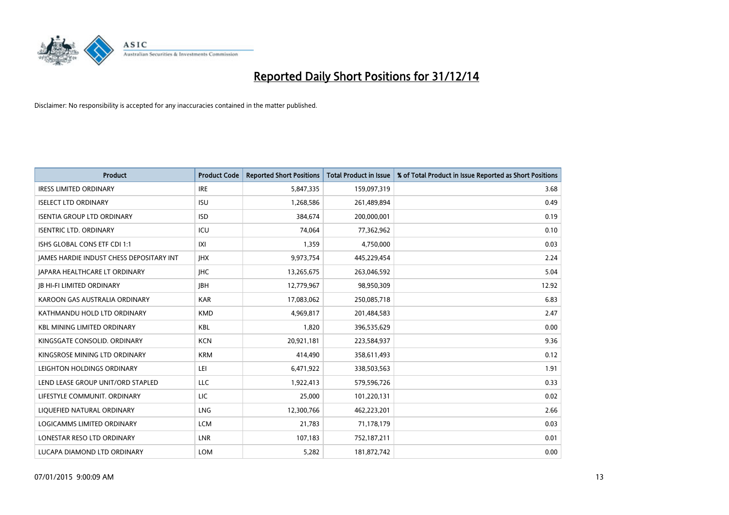# Reported Daily Short Positions for 31/12/14

Disclaimer: No responsibility is accepted for any inaccuracies contained in the matter published.

| Product | Product Code | Reported Short Positions | Total Product in Issue | % of Total Product in Issue Reported as Short Positions |
|---|---|---|---|---|
| IRESS LIMITED ORDINARY | IRE | 5,847,335 | 159,097,319 | 3.68 |
| ISELECT LTD ORDINARY | ISU | 1,268,586 | 261,489,894 | 0.49 |
| ISENTIA GROUP LTD ORDINARY | ISD | 384,674 | 200,000,001 | 0.19 |
| ISENTRIC LTD. ORDINARY | ICU | 74,064 | 77,362,962 | 0.10 |
| ISHS GLOBAL CONS ETF CDI 1:1 | IXI | 1,359 | 4,750,000 | 0.03 |
| JAMES HARDIE INDUST CHESS DEPOSITARY INT | JHX | 9,973,754 | 445,229,454 | 2.24 |
| JAPARA HEALTHCARE LT ORDINARY | JHC | 13,265,675 | 263,046,592 | 5.04 |
| JB HI-FI LIMITED ORDINARY | JBH | 12,779,967 | 98,950,309 | 12.92 |
| KAROON GAS AUSTRALIA ORDINARY | KAR | 17,083,062 | 250,085,718 | 6.83 |
| KATHMANDU HOLD LTD ORDINARY | KMD | 4,969,817 | 201,484,583 | 2.47 |
| KBL MINING LIMITED ORDINARY | KBL | 1,820 | 396,535,629 | 0.00 |
| KINGSGATE CONSOLID. ORDINARY | KCN | 20,921,181 | 223,584,937 | 9.36 |
| KINGSROSE MINING LTD ORDINARY | KRM | 414,490 | 358,611,493 | 0.12 |
| LEIGHTON HOLDINGS ORDINARY | LEI | 6,471,922 | 338,503,563 | 1.91 |
| LEND LEASE GROUP UNIT/ORD STAPLED | LLC | 1,922,413 | 579,596,726 | 0.33 |
| LIFESTYLE COMMUNIT. ORDINARY | LIC | 25,000 | 101,220,131 | 0.02 |
| LIQUEFIED NATURAL ORDINARY | LNG | 12,300,766 | 462,223,201 | 2.66 |
| LOGICAMMS LIMITED ORDINARY | LCM | 21,783 | 71,178,179 | 0.03 |
| LONESTAR RESO LTD ORDINARY | LNR | 107,183 | 752,187,211 | 0.01 |
| LUCAPA DIAMOND LTD ORDINARY | LOM | 5,282 | 181,872,742 | 0.00 |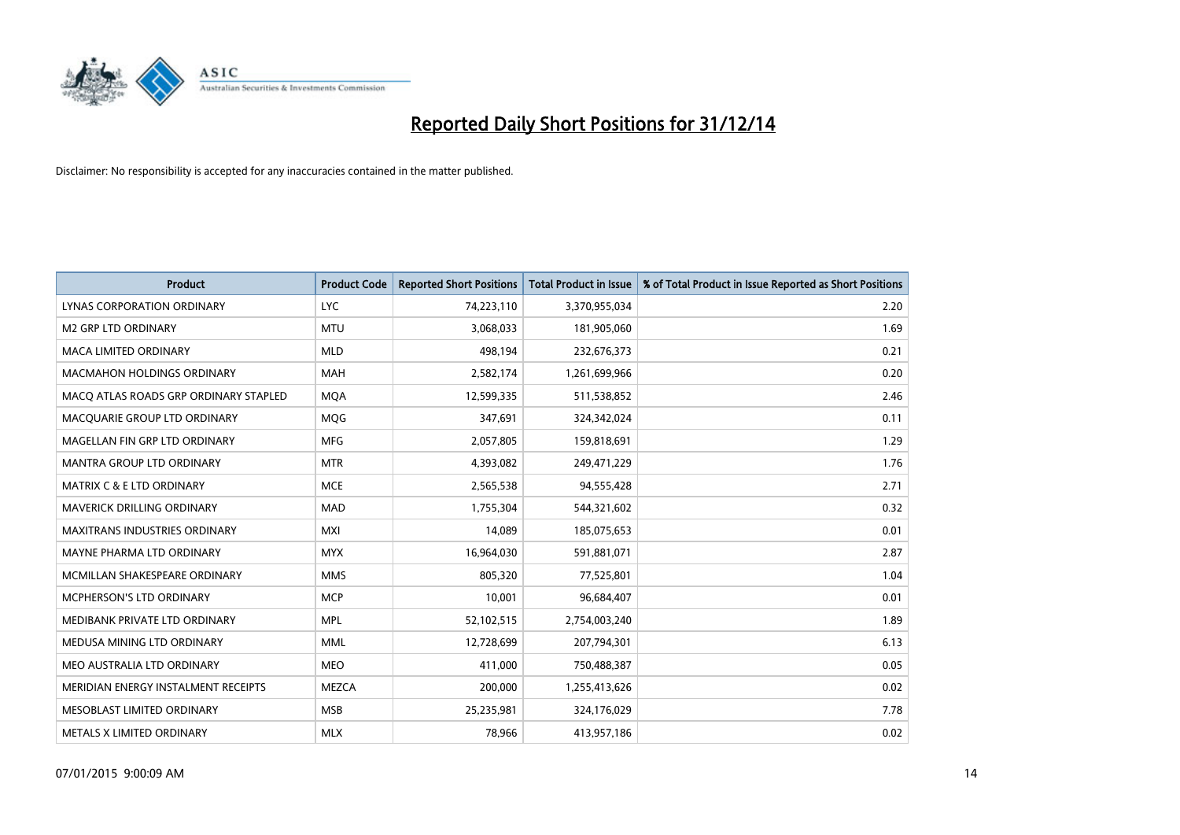# Reported Daily Short Positions for 31/12/14

Disclaimer: No responsibility is accepted for any inaccuracies contained in the matter published.

| Product | Product Code | Reported Short Positions | Total Product in Issue | % of Total Product in Issue Reported as Short Positions |
|---|---|---|---|---|
| LYNAS CORPORATION ORDINARY | LYC | 74,223,110 | 3,370,955,034 | 2.20 |
| M2 GRP LTD ORDINARY | MTU | 3,068,033 | 181,905,060 | 1.69 |
| MACA LIMITED ORDINARY | MLD | 498,194 | 232,676,373 | 0.21 |
| MACMAHON HOLDINGS ORDINARY | MAH | 2,582,174 | 1,261,699,966 | 0.20 |
| MACQ ATLAS ROADS GRP ORDINARY STAPLED | MQA | 12,599,335 | 511,538,852 | 2.46 |
| MACQUARIE GROUP LTD ORDINARY | MQG | 347,691 | 324,342,024 | 0.11 |
| MAGELLAN FIN GRP LTD ORDINARY | MFG | 2,057,805 | 159,818,691 | 1.29 |
| MANTRA GROUP LTD ORDINARY | MTR | 4,393,082 | 249,471,229 | 1.76 |
| MATRIX C & E LTD ORDINARY | MCE | 2,565,538 | 94,555,428 | 2.71 |
| MAVERICK DRILLING ORDINARY | MAD | 1,755,304 | 544,321,602 | 0.32 |
| MAXITRANS INDUSTRIES ORDINARY | MXI | 14,089 | 185,075,653 | 0.01 |
| MAYNE PHARMA LTD ORDINARY | MYX | 16,964,030 | 591,881,071 | 2.87 |
| MCMILLAN SHAKESPEARE ORDINARY | MMS | 805,320 | 77,525,801 | 1.04 |
| MCPHERSON'S LTD ORDINARY | MCP | 10,001 | 96,684,407 | 0.01 |
| MEDIBANK PRIVATE LTD ORDINARY | MPL | 52,102,515 | 2,754,003,240 | 1.89 |
| MEDUSA MINING LTD ORDINARY | MML | 12,728,699 | 207,794,301 | 6.13 |
| MEO AUSTRALIA LTD ORDINARY | MEO | 411,000 | 750,488,387 | 0.05 |
| MERIDIAN ENERGY INSTALMENT RECEIPTS | MEZCA | 200,000 | 1,255,413,626 | 0.02 |
| MESOBLAST LIMITED ORDINARY | MSB | 25,235,981 | 324,176,029 | 7.78 |
| METALS X LIMITED ORDINARY | MLX | 78,966 | 413,957,186 | 0.02 |

07/01/2015 9:00:09 AM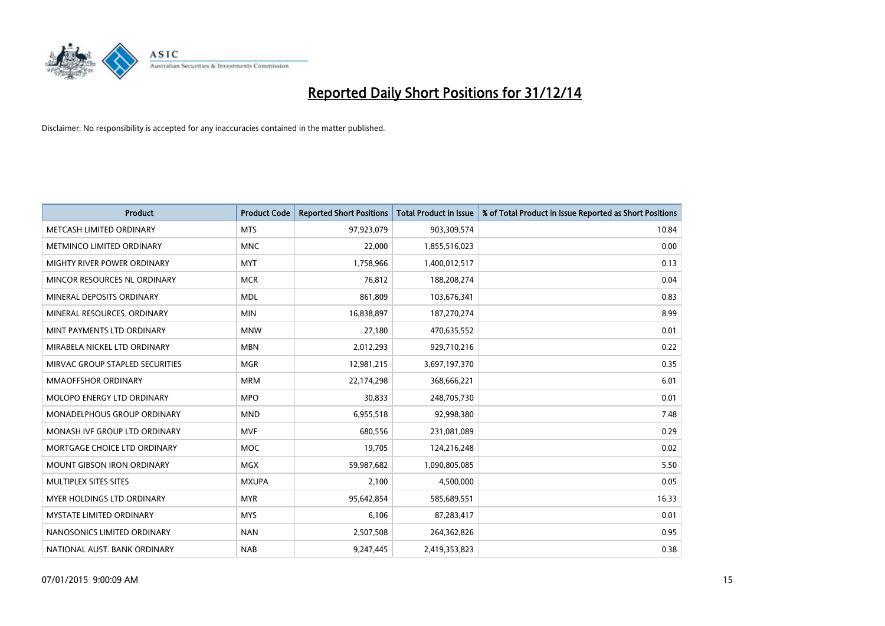# Reported Daily Short Positions for 31/12/14

Disclaimer: No responsibility is accepted for any inaccuracies contained in the matter published.

| Product | Product Code | Reported Short Positions | Total Product in Issue | % of Total Product in Issue Reported as Short Positions |
|---|---|---|---|---|
| METCASH LIMITED ORDINARY | MTS | 97,923,079 | 903,309,574 | 10.84 |
| METMINCO LIMITED ORDINARY | MNC | 22,000 | 1,855,516,023 | 0.00 |
| MIGHTY RIVER POWER ORDINARY | MYT | 1,758,966 | 1,400,012,517 | 0.13 |
| MINCOR RESOURCES NL ORDINARY | MCR | 76,812 | 188,208,274 | 0.04 |
| MINERAL DEPOSITS ORDINARY | MDL | 861,809 | 103,676,341 | 0.83 |
| MINERAL RESOURCES. ORDINARY | MIN | 16,838,897 | 187,270,274 | 8.99 |
| MINT PAYMENTS LTD ORDINARY | MNW | 27,180 | 470,635,552 | 0.01 |
| MIRABELA NICKEL LTD ORDINARY | MBN | 2,012,293 | 929,710,216 | 0.22 |
| MIRVAC GROUP STAPLED SECURITIES | MGR | 12,981,215 | 3,697,197,370 | 0.35 |
| MMAOFFSHOR ORDINARY | MRM | 22,174,298 | 368,666,221 | 6.01 |
| MOLOPO ENERGY LTD ORDINARY | MPO | 30,833 | 248,705,730 | 0.01 |
| MONADELPHOUS GROUP ORDINARY | MND | 6,955,518 | 92,998,380 | 7.48 |
| MONASH IVF GROUP LTD ORDINARY | MVF | 680,556 | 231,081,089 | 0.29 |
| MORTGAGE CHOICE LTD ORDINARY | MOC | 19,705 | 124,216,248 | 0.02 |
| MOUNT GIBSON IRON ORDINARY | MGX | 59,987,682 | 1,090,805,085 | 5.50 |
| MULTIPLEX SITES SITES | MXUPA | 2,100 | 4,500,000 | 0.05 |
| MYER HOLDINGS LTD ORDINARY | MYR | 95,642,854 | 585,689,551 | 16.33 |
| MYSTATE LIMITED ORDINARY | MYS | 6,106 | 87,283,417 | 0.01 |
| NANOSONICS LIMITED ORDINARY | NAN | 2,507,508 | 264,362,826 | 0.95 |
| NATIONAL AUST. BANK ORDINARY | NAB | 9,247,445 | 2,419,353,823 | 0.38 |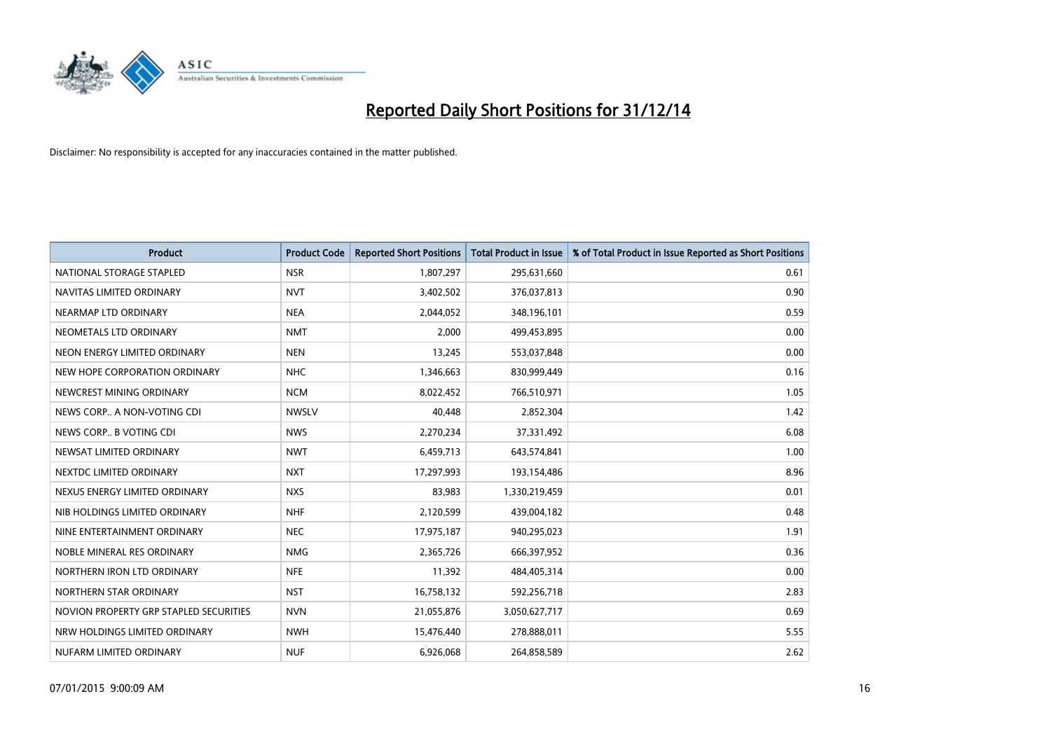# Reported Daily Short Positions for 31/12/14

Disclaimer: No responsibility is accepted for any inaccuracies contained in the matter published.

| Product | Product Code | Reported Short Positions | Total Product in Issue | % of Total Product in Issue Reported as Short Positions |
|---|---|---|---|---|
| NATIONAL STORAGE STAPLED | NSR | 1,807,297 | 295,631,660 | 0.61 |
| NAVITAS LIMITED ORDINARY | NVT | 3,402,502 | 376,037,813 | 0.90 |
| NEARMAP LTD ORDINARY | NEA | 2,044,052 | 348,196,101 | 0.59 |
| NEOMETALS LTD ORDINARY | NMT | 2,000 | 499,453,895 | 0.00 |
| NEON ENERGY LIMITED ORDINARY | NEN | 13,245 | 553,037,848 | 0.00 |
| NEW HOPE CORPORATION ORDINARY | NHC | 1,346,663 | 830,999,449 | 0.16 |
| NEWCREST MINING ORDINARY | NCM | 8,022,452 | 766,510,971 | 1.05 |
| NEWS CORP.. A NON-VOTING CDI | NWSLV | 40,448 | 2,852,304 | 1.42 |
| NEWS CORP.. B VOTING CDI | NWS | 2,270,234 | 37,331,492 | 6.08 |
| NEWSAT LIMITED ORDINARY | NWT | 6,459,713 | 643,574,841 | 1.00 |
| NEXTDC LIMITED ORDINARY | NXT | 17,297,993 | 193,154,486 | 8.96 |
| NEXUS ENERGY LIMITED ORDINARY | NXS | 83,983 | 1,330,219,459 | 0.01 |
| NIB HOLDINGS LIMITED ORDINARY | NHF | 2,120,599 | 439,004,182 | 0.48 |
| NINE ENTERTAINMENT ORDINARY | NEC | 17,975,187 | 940,295,023 | 1.91 |
| NOBLE MINERAL RES ORDINARY | NMG | 2,365,726 | 666,397,952 | 0.36 |
| NORTHERN IRON LTD ORDINARY | NFE | 11,392 | 484,405,314 | 0.00 |
| NORTHERN STAR ORDINARY | NST | 16,758,132 | 592,256,718 | 2.83 |
| NOVION PROPERTY GRP STAPLED SECURITIES | NVN | 21,055,876 | 3,050,627,717 | 0.69 |
| NRW HOLDINGS LIMITED ORDINARY | NWH | 15,476,440 | 278,888,011 | 5.55 |
| NUFARM LIMITED ORDINARY | NUF | 6,926,068 | 264,858,589 | 2.62 |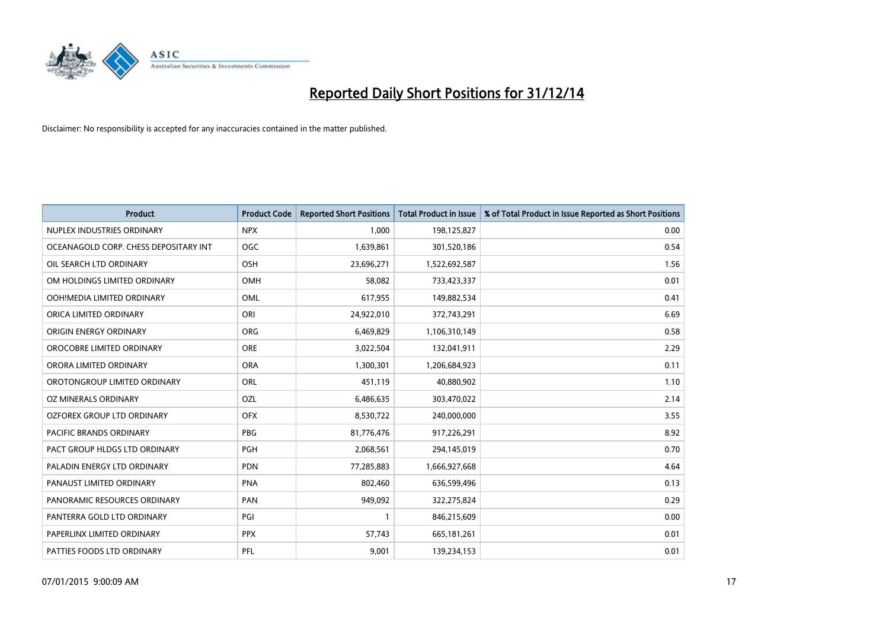# Reported Daily Short Positions for 31/12/14

Disclaimer: No responsibility is accepted for any inaccuracies contained in the matter published.

| Product | Product Code | Reported Short Positions | Total Product in Issue | % of Total Product in Issue Reported as Short Positions |
|---|---|---|---|---|
| NUPLEX INDUSTRIES ORDINARY | NPX | 1,000 | 198,125,827 | 0.00 |
| OCEANAGOLD CORP. CHESS DEPOSITARY INT | OGC | 1,639,861 | 301,520,186 | 0.54 |
| OIL SEARCH LTD ORDINARY | OSH | 23,696,271 | 1,522,692,587 | 1.56 |
| OM HOLDINGS LIMITED ORDINARY | OMH | 58,082 | 733,423,337 | 0.01 |
| OOH!MEDIA LIMITED ORDINARY | OML | 617,955 | 149,882,534 | 0.41 |
| ORICA LIMITED ORDINARY | ORI | 24,922,010 | 372,743,291 | 6.69 |
| ORIGIN ENERGY ORDINARY | ORG | 6,469,829 | 1,106,310,149 | 0.58 |
| OROCOBRE LIMITED ORDINARY | ORE | 3,022,504 | 132,041,911 | 2.29 |
| ORORA LIMITED ORDINARY | ORA | 1,300,301 | 1,206,684,923 | 0.11 |
| OROTONGROUP LIMITED ORDINARY | ORL | 451,119 | 40,880,902 | 1.10 |
| OZ MINERALS ORDINARY | OZL | 6,486,635 | 303,470,022 | 2.14 |
| OZFOREX GROUP LTD ORDINARY | OFX | 8,530,722 | 240,000,000 | 3.55 |
| PACIFIC BRANDS ORDINARY | PBG | 81,776,476 | 917,226,291 | 8.92 |
| PACT GROUP HLDGS LTD ORDINARY | PGH | 2,068,561 | 294,145,019 | 0.70 |
| PALADIN ENERGY LTD ORDINARY | PDN | 77,285,883 | 1,666,927,668 | 4.64 |
| PANAUST LIMITED ORDINARY | PNA | 802,460 | 636,599,496 | 0.13 |
| PANORAMIC RESOURCES ORDINARY | PAN | 949,092 | 322,275,824 | 0.29 |
| PANTERRA GOLD LTD ORDINARY | PGI | 1 | 846,215,609 | 0.00 |
| PAPERLINX LIMITED ORDINARY | PPX | 57,743 | 665,181,261 | 0.01 |
| PATTIES FOODS LTD ORDINARY | PFL | 9,001 | 139,234,153 | 0.01 |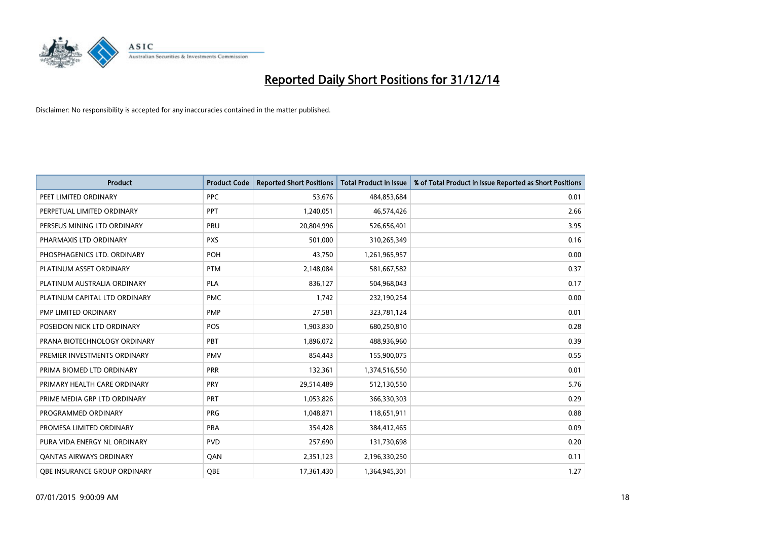# Reported Daily Short Positions for 31/12/14

Disclaimer: No responsibility is accepted for any inaccuracies contained in the matter published.

| Product | Product Code | Reported Short Positions | Total Product in Issue | % of Total Product in Issue Reported as Short Positions |
|---|---|---|---|---|
| PEET LIMITED ORDINARY | PPC | 53,676 | 484,853,684 | 0.01 |
| PERPETUAL LIMITED ORDINARY | PPT | 1,240,051 | 46,574,426 | 2.66 |
| PERSEUS MINING LTD ORDINARY | PRU | 20,804,996 | 526,656,401 | 3.95 |
| PHARMAXIS LTD ORDINARY | PXS | 501,000 | 310,265,349 | 0.16 |
| PHOSPHAGENICS LTD. ORDINARY | POH | 43,750 | 1,261,965,957 | 0.00 |
| PLATINUM ASSET ORDINARY | PTM | 2,148,084 | 581,667,582 | 0.37 |
| PLATINUM AUSTRALIA ORDINARY | PLA | 836,127 | 504,968,043 | 0.17 |
| PLATINUM CAPITAL LTD ORDINARY | PMC | 1,742 | 232,190,254 | 0.00 |
| PMP LIMITED ORDINARY | PMP | 27,581 | 323,781,124 | 0.01 |
| POSEIDON NICK LTD ORDINARY | POS | 1,903,830 | 680,250,810 | 0.28 |
| PRANA BIOTECHNOLOGY ORDINARY | PBT | 1,896,072 | 488,936,960 | 0.39 |
| PREMIER INVESTMENTS ORDINARY | PMV | 854,443 | 155,900,075 | 0.55 |
| PRIMA BIOMED LTD ORDINARY | PRR | 132,361 | 1,374,516,550 | 0.01 |
| PRIMARY HEALTH CARE ORDINARY | PRY | 29,514,489 | 512,130,550 | 5.76 |
| PRIME MEDIA GRP LTD ORDINARY | PRT | 1,053,826 | 366,330,303 | 0.29 |
| PROGRAMMED ORDINARY | PRG | 1,048,871 | 118,651,911 | 0.88 |
| PROMESA LIMITED ORDINARY | PRA | 354,428 | 384,412,465 | 0.09 |
| PURA VIDA ENERGY NL ORDINARY | PVD | 257,690 | 131,730,698 | 0.20 |
| QANTAS AIRWAYS ORDINARY | QAN | 2,351,123 | 2,196,330,250 | 0.11 |
| QBE INSURANCE GROUP ORDINARY | QBE | 17,361,430 | 1,364,945,301 | 1.27 |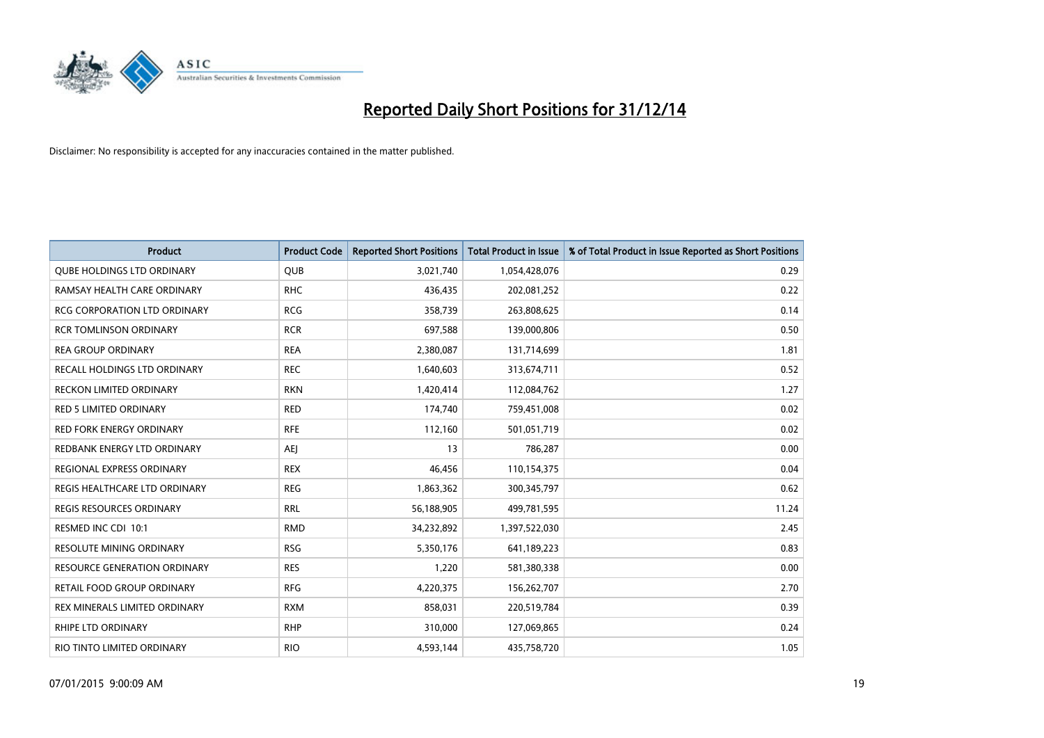# Reported Daily Short Positions for 31/12/14

Disclaimer: No responsibility is accepted for any inaccuracies contained in the matter published.

| Product | Product Code | Reported Short Positions | Total Product in Issue | % of Total Product in Issue Reported as Short Positions |
|---|---|---|---|---|
| QUBE HOLDINGS LTD ORDINARY | QUB | 3,021,740 | 1,054,428,076 | 0.29 |
| RAMSAY HEALTH CARE ORDINARY | RHC | 436,435 | 202,081,252 | 0.22 |
| RCG CORPORATION LTD ORDINARY | RCG | 358,739 | 263,808,625 | 0.14 |
| RCR TOMLINSON ORDINARY | RCR | 697,588 | 139,000,806 | 0.50 |
| REA GROUP ORDINARY | REA | 2,380,087 | 131,714,699 | 1.81 |
| RECALL HOLDINGS LTD ORDINARY | REC | 1,640,603 | 313,674,711 | 0.52 |
| RECKON LIMITED ORDINARY | RKN | 1,420,414 | 112,084,762 | 1.27 |
| RED 5 LIMITED ORDINARY | RED | 174,740 | 759,451,008 | 0.02 |
| RED FORK ENERGY ORDINARY | RFE | 112,160 | 501,051,719 | 0.02 |
| REDBANK ENERGY LTD ORDINARY | AEJ | 13 | 786,287 | 0.00 |
| REGIONAL EXPRESS ORDINARY | REX | 46,456 | 110,154,375 | 0.04 |
| REGIS HEALTHCARE LTD ORDINARY | REG | 1,863,362 | 300,345,797 | 0.62 |
| REGIS RESOURCES ORDINARY | RRL | 56,188,905 | 499,781,595 | 11.24 |
| RESMED INC CDI 10:1 | RMD | 34,232,892 | 1,397,522,030 | 2.45 |
| RESOLUTE MINING ORDINARY | RSG | 5,350,176 | 641,189,223 | 0.83 |
| RESOURCE GENERATION ORDINARY | RES | 1,220 | 581,380,338 | 0.00 |
| RETAIL FOOD GROUP ORDINARY | RFG | 4,220,375 | 156,262,707 | 2.70 |
| REX MINERALS LIMITED ORDINARY | RXM | 858,031 | 220,519,784 | 0.39 |
| RHIPE LTD ORDINARY | RHP | 310,000 | 127,069,865 | 0.24 |
| RIO TINTO LIMITED ORDINARY | RIO | 4,593,144 | 435,758,720 | 1.05 |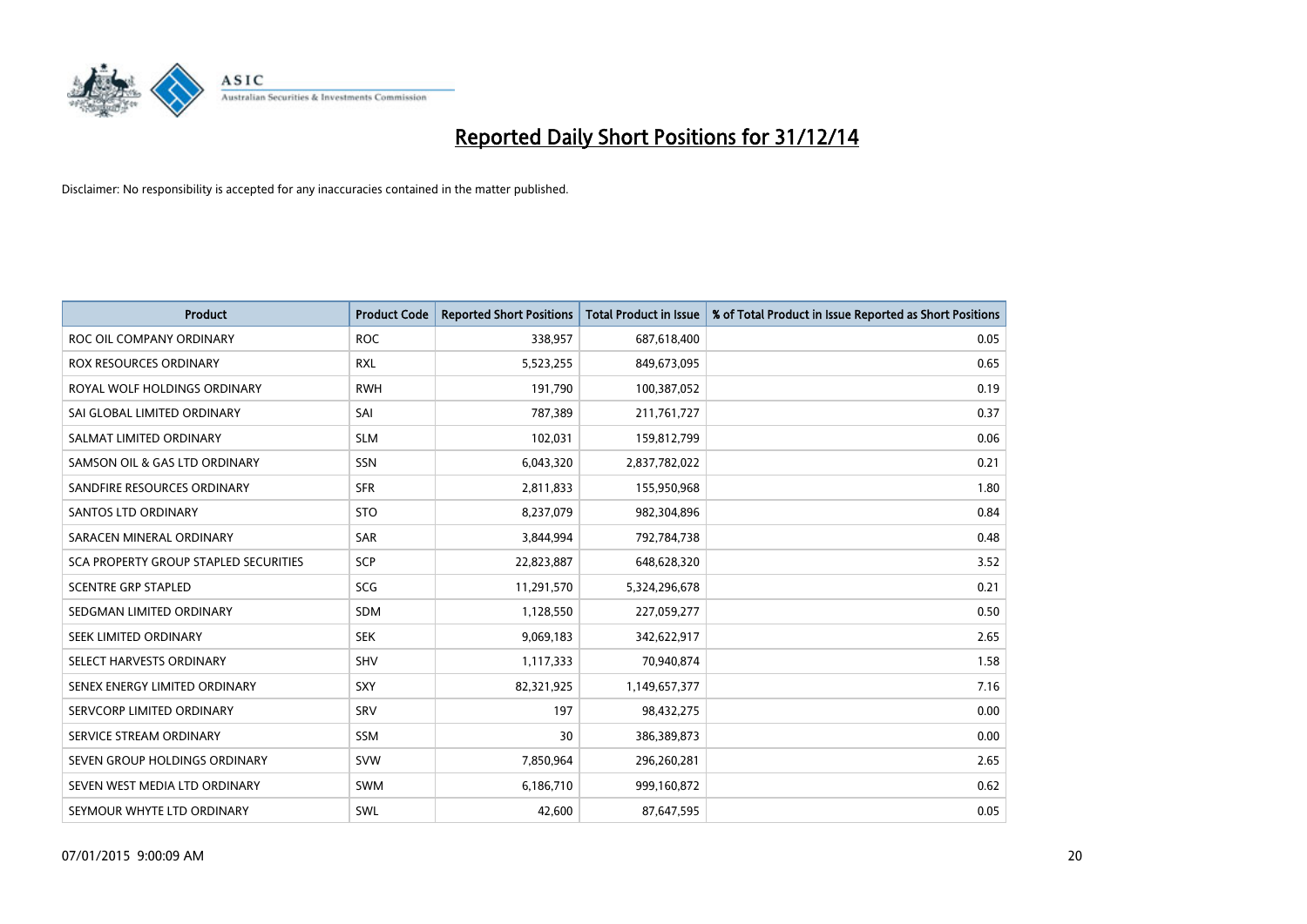# Reported Daily Short Positions for 31/12/14

Disclaimer: No responsibility is accepted for any inaccuracies contained in the matter published.

| Product | Product Code | Reported Short Positions | Total Product in Issue | % of Total Product in Issue Reported as Short Positions |
|---|---|---|---|---|
| ROC OIL COMPANY ORDINARY | ROC | 338,957 | 687,618,400 | 0.05 |
| ROX RESOURCES ORDINARY | RXL | 5,523,255 | 849,673,095 | 0.65 |
| ROYAL WOLF HOLDINGS ORDINARY | RWH | 191,790 | 100,387,052 | 0.19 |
| SAI GLOBAL LIMITED ORDINARY | SAI | 787,389 | 211,761,727 | 0.37 |
| SALMAT LIMITED ORDINARY | SLM | 102,031 | 159,812,799 | 0.06 |
| SAMSON OIL & GAS LTD ORDINARY | SSN | 6,043,320 | 2,837,782,022 | 0.21 |
| SANDFIRE RESOURCES ORDINARY | SFR | 2,811,833 | 155,950,968 | 1.80 |
| SANTOS LTD ORDINARY | STO | 8,237,079 | 982,304,896 | 0.84 |
| SARACEN MINERAL ORDINARY | SAR | 3,844,994 | 792,784,738 | 0.48 |
| SCA PROPERTY GROUP STAPLED SECURITIES | SCP | 22,823,887 | 648,628,320 | 3.52 |
| SCENTRE GRP STAPLED | SCG | 11,291,570 | 5,324,296,678 | 0.21 |
| SEDGMAN LIMITED ORDINARY | SDM | 1,128,550 | 227,059,277 | 0.50 |
| SEEK LIMITED ORDINARY | SEK | 9,069,183 | 342,622,917 | 2.65 |
| SELECT HARVESTS ORDINARY | SHV | 1,117,333 | 70,940,874 | 1.58 |
| SENEX ENERGY LIMITED ORDINARY | SXY | 82,321,925 | 1,149,657,377 | 7.16 |
| SERVCORP LIMITED ORDINARY | SRV | 197 | 98,432,275 | 0.00 |
| SERVICE STREAM ORDINARY | SSM | 30 | 386,389,873 | 0.00 |
| SEVEN GROUP HOLDINGS ORDINARY | SVW | 7,850,964 | 296,260,281 | 2.65 |
| SEVEN WEST MEDIA LTD ORDINARY | SWM | 6,186,710 | 999,160,872 | 0.62 |
| SEYMOUR WHYTE LTD ORDINARY | SWL | 42,600 | 87,647,595 | 0.05 |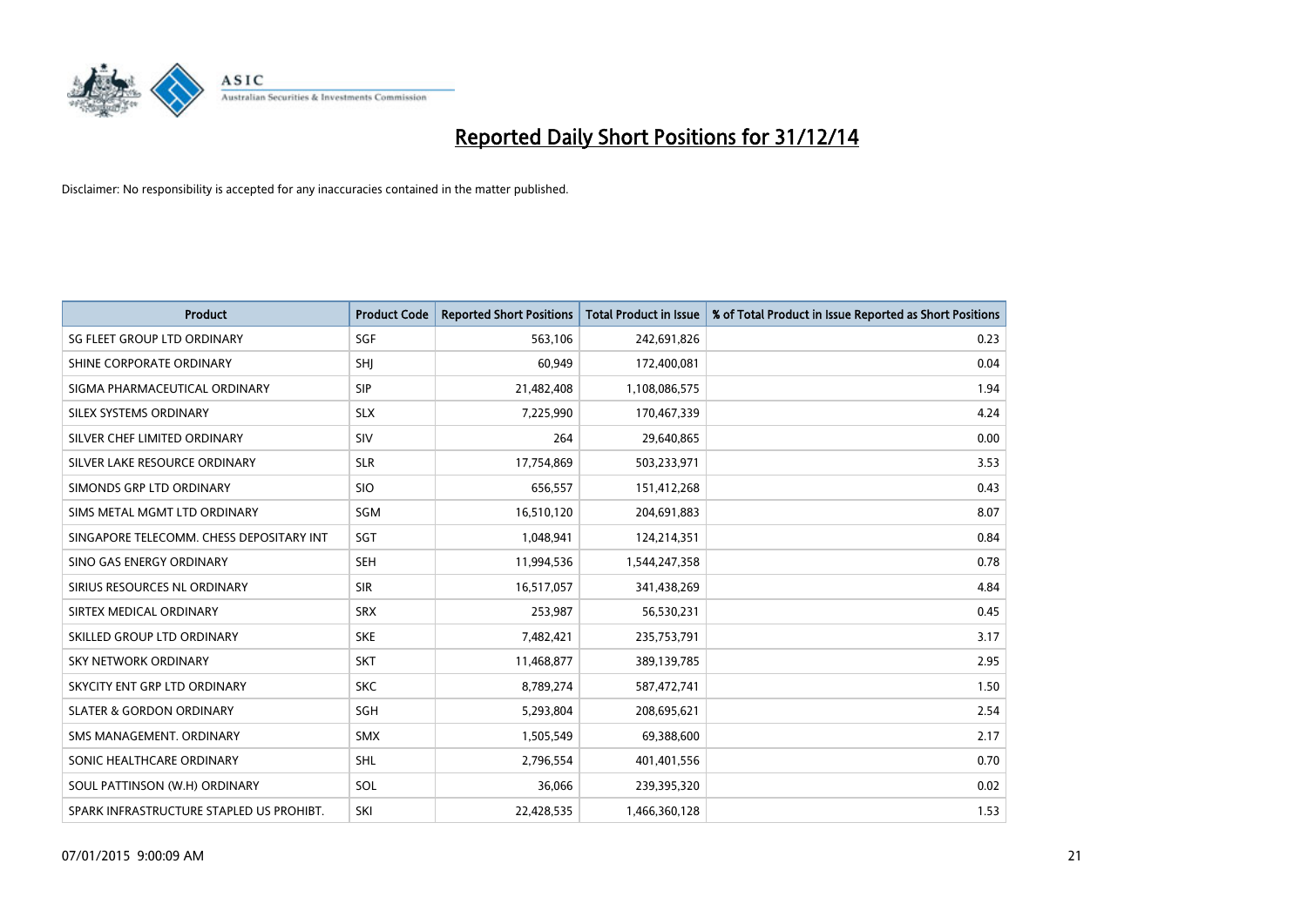# Reported Daily Short Positions for 31/12/14

Disclaimer: No responsibility is accepted for any inaccuracies contained in the matter published.

| Product | Product Code | Reported Short Positions | Total Product in Issue | % of Total Product in Issue Reported as Short Positions |
|---|---|---|---|---|
| SG FLEET GROUP LTD ORDINARY | SGF | 563,106 | 242,691,826 | 0.23 |
| SHINE CORPORATE ORDINARY | SHJ | 60,949 | 172,400,081 | 0.04 |
| SIGMA PHARMACEUTICAL ORDINARY | SIP | 21,482,408 | 1,108,086,575 | 1.94 |
| SILEX SYSTEMS ORDINARY | SLX | 7,225,990 | 170,467,339 | 4.24 |
| SILVER CHEF LIMITED ORDINARY | SIV | 264 | 29,640,865 | 0.00 |
| SILVER LAKE RESOURCE ORDINARY | SLR | 17,754,869 | 503,233,971 | 3.53 |
| SIMONDS GRP LTD ORDINARY | SIO | 656,557 | 151,412,268 | 0.43 |
| SIMS METAL MGMT LTD ORDINARY | SGM | 16,510,120 | 204,691,883 | 8.07 |
| SINGAPORE TELECOMM. CHESS DEPOSITARY INT | SGT | 1,048,941 | 124,214,351 | 0.84 |
| SINO GAS ENERGY ORDINARY | SEH | 11,994,536 | 1,544,247,358 | 0.78 |
| SIRIUS RESOURCES NL ORDINARY | SIR | 16,517,057 | 341,438,269 | 4.84 |
| SIRTEX MEDICAL ORDINARY | SRX | 253,987 | 56,530,231 | 0.45 |
| SKILLED GROUP LTD ORDINARY | SKE | 7,482,421 | 235,753,791 | 3.17 |
| SKY NETWORK ORDINARY | SKT | 11,468,877 | 389,139,785 | 2.95 |
| SKYCITY ENT GRP LTD ORDINARY | SKC | 8,789,274 | 587,472,741 | 1.50 |
| SLATER & GORDON ORDINARY | SGH | 5,293,804 | 208,695,621 | 2.54 |
| SMS MANAGEMENT. ORDINARY | SMX | 1,505,549 | 69,388,600 | 2.17 |
| SONIC HEALTHCARE ORDINARY | SHL | 2,796,554 | 401,401,556 | 0.70 |
| SOUL PATTINSON (W.H) ORDINARY | SOL | 36,066 | 239,395,320 | 0.02 |
| SPARK INFRASTRUCTURE STAPLED US PROHIBT. | SKI | 22,428,535 | 1,466,360,128 | 1.53 |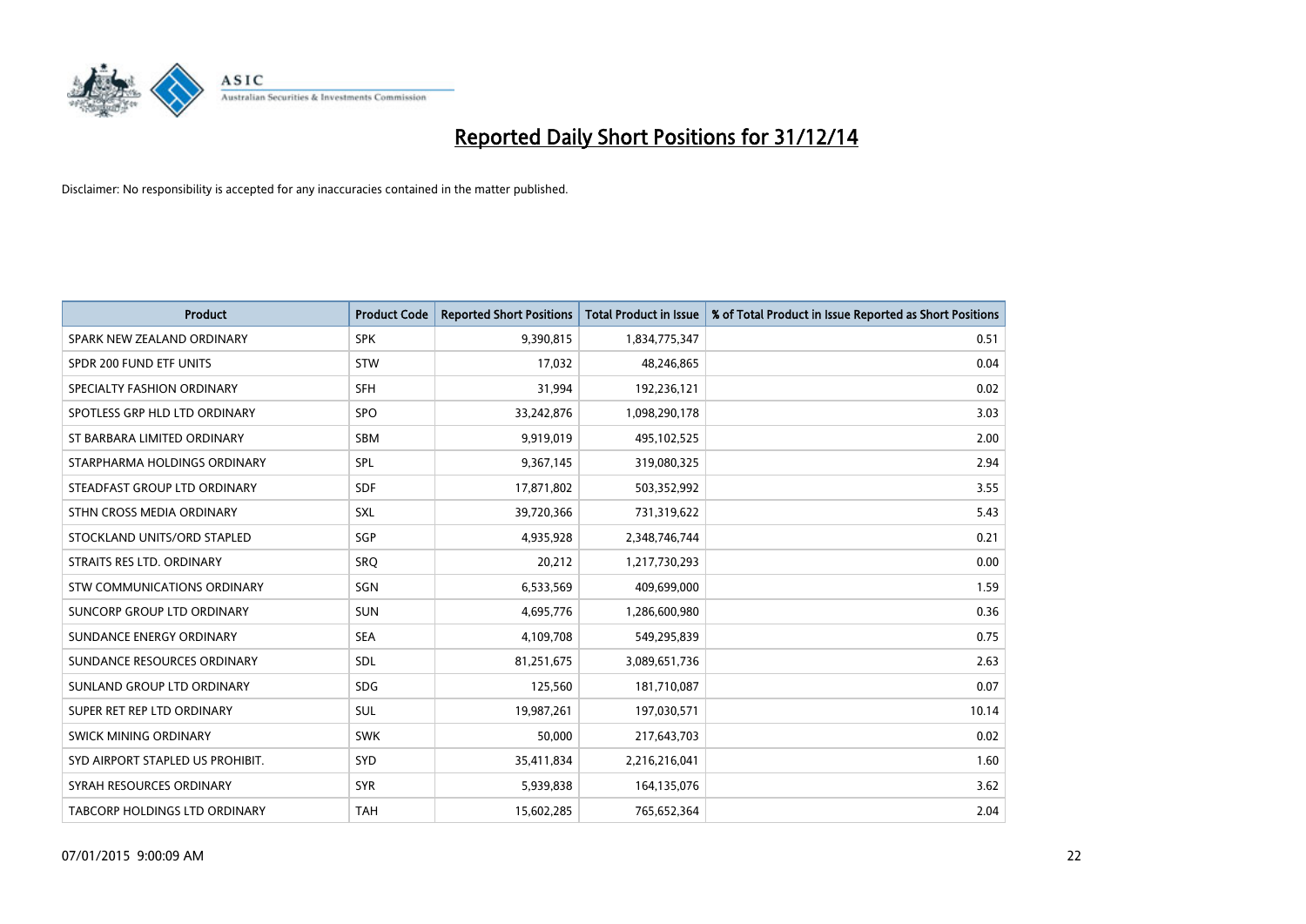# Reported Daily Short Positions for 31/12/14

Disclaimer: No responsibility is accepted for any inaccuracies contained in the matter published.

| Product | Product Code | Reported Short Positions | Total Product in Issue | % of Total Product in Issue Reported as Short Positions |
|---|---|---|---|---|
| SPARK NEW ZEALAND ORDINARY | SPK | 9,390,815 | 1,834,775,347 | 0.51 |
| SPDR 200 FUND ETF UNITS | STW | 17,032 | 48,246,865 | 0.04 |
| SPECIALTY FASHION ORDINARY | SFH | 31,994 | 192,236,121 | 0.02 |
| SPOTLESS GRP HLD LTD ORDINARY | SPO | 33,242,876 | 1,098,290,178 | 3.03 |
| ST BARBARA LIMITED ORDINARY | SBM | 9,919,019 | 495,102,525 | 2.00 |
| STARPHARMA HOLDINGS ORDINARY | SPL | 9,367,145 | 319,080,325 | 2.94 |
| STEADFAST GROUP LTD ORDINARY | SDF | 17,871,802 | 503,352,992 | 3.55 |
| STHN CROSS MEDIA ORDINARY | SXL | 39,720,366 | 731,319,622 | 5.43 |
| STOCKLAND UNITS/ORD STAPLED | SGP | 4,935,928 | 2,348,746,744 | 0.21 |
| STRAITS RES LTD. ORDINARY | SRQ | 20,212 | 1,217,730,293 | 0.00 |
| STW COMMUNICATIONS ORDINARY | SGN | 6,533,569 | 409,699,000 | 1.59 |
| SUNCORP GROUP LTD ORDINARY | SUN | 4,695,776 | 1,286,600,980 | 0.36 |
| SUNDANCE ENERGY ORDINARY | SEA | 4,109,708 | 549,295,839 | 0.75 |
| SUNDANCE RESOURCES ORDINARY | SDL | 81,251,675 | 3,089,651,736 | 2.63 |
| SUNLAND GROUP LTD ORDINARY | SDG | 125,560 | 181,710,087 | 0.07 |
| SUPER RET REP LTD ORDINARY | SUL | 19,987,261 | 197,030,571 | 10.14 |
| SWICK MINING ORDINARY | SWK | 50,000 | 217,643,703 | 0.02 |
| SYD AIRPORT STAPLED US PROHIBIT. | SYD | 35,411,834 | 2,216,216,041 | 1.60 |
| SYRAH RESOURCES ORDINARY | SYR | 5,939,838 | 164,135,076 | 3.62 |
| TABCORP HOLDINGS LTD ORDINARY | TAH | 15,602,285 | 765,652,364 | 2.04 |

07/01/2015 9:00:09 AM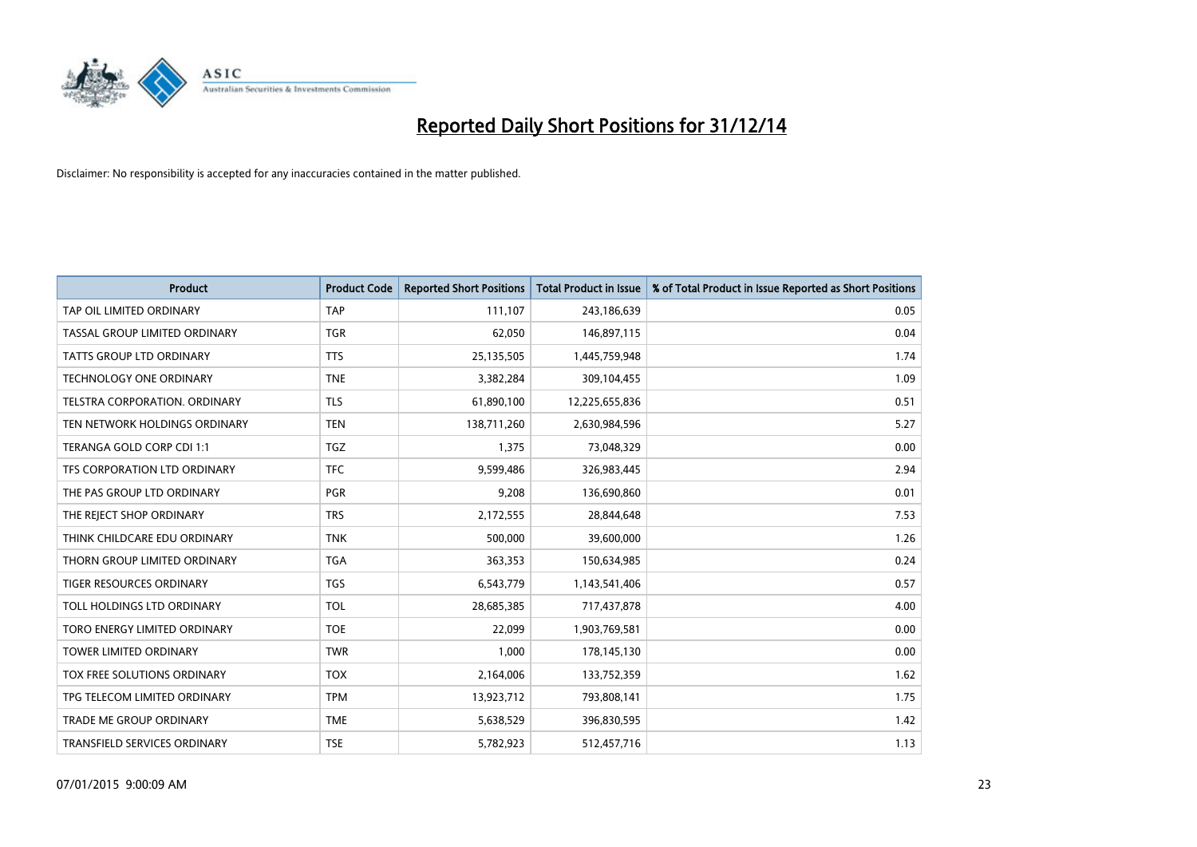# Reported Daily Short Positions for 31/12/14

Disclaimer: No responsibility is accepted for any inaccuracies contained in the matter published.

| Product | Product Code | Reported Short Positions | Total Product in Issue | % of Total Product in Issue Reported as Short Positions |
|---|---|---|---|---|
| TAP OIL LIMITED ORDINARY | TAP | 111,107 | 243,186,639 | 0.05 |
| TASSAL GROUP LIMITED ORDINARY | TGR | 62,050 | 146,897,115 | 0.04 |
| TATTS GROUP LTD ORDINARY | TTS | 25,135,505 | 1,445,759,948 | 1.74 |
| TECHNOLOGY ONE ORDINARY | TNE | 3,382,284 | 309,104,455 | 1.09 |
| TELSTRA CORPORATION. ORDINARY | TLS | 61,890,100 | 12,225,655,836 | 0.51 |
| TEN NETWORK HOLDINGS ORDINARY | TEN | 138,711,260 | 2,630,984,596 | 5.27 |
| TERANGA GOLD CORP CDI 1:1 | TGZ | 1,375 | 73,048,329 | 0.00 |
| TFS CORPORATION LTD ORDINARY | TFC | 9,599,486 | 326,983,445 | 2.94 |
| THE PAS GROUP LTD ORDINARY | PGR | 9,208 | 136,690,860 | 0.01 |
| THE REJECT SHOP ORDINARY | TRS | 2,172,555 | 28,844,648 | 7.53 |
| THINK CHILDCARE EDU ORDINARY | TNK | 500,000 | 39,600,000 | 1.26 |
| THORN GROUP LIMITED ORDINARY | TGA | 363,353 | 150,634,985 | 0.24 |
| TIGER RESOURCES ORDINARY | TGS | 6,543,779 | 1,143,541,406 | 0.57 |
| TOLL HOLDINGS LTD ORDINARY | TOL | 28,685,385 | 717,437,878 | 4.00 |
| TORO ENERGY LIMITED ORDINARY | TOE | 22,099 | 1,903,769,581 | 0.00 |
| TOWER LIMITED ORDINARY | TWR | 1,000 | 178,145,130 | 0.00 |
| TOX FREE SOLUTIONS ORDINARY | TOX | 2,164,006 | 133,752,359 | 1.62 |
| TPG TELECOM LIMITED ORDINARY | TPM | 13,923,712 | 793,808,141 | 1.75 |
| TRADE ME GROUP ORDINARY | TME | 5,638,529 | 396,830,595 | 1.42 |
| TRANSFIELD SERVICES ORDINARY | TSE | 5,782,923 | 512,457,716 | 1.13 |

07/01/2015 9:00:09 AM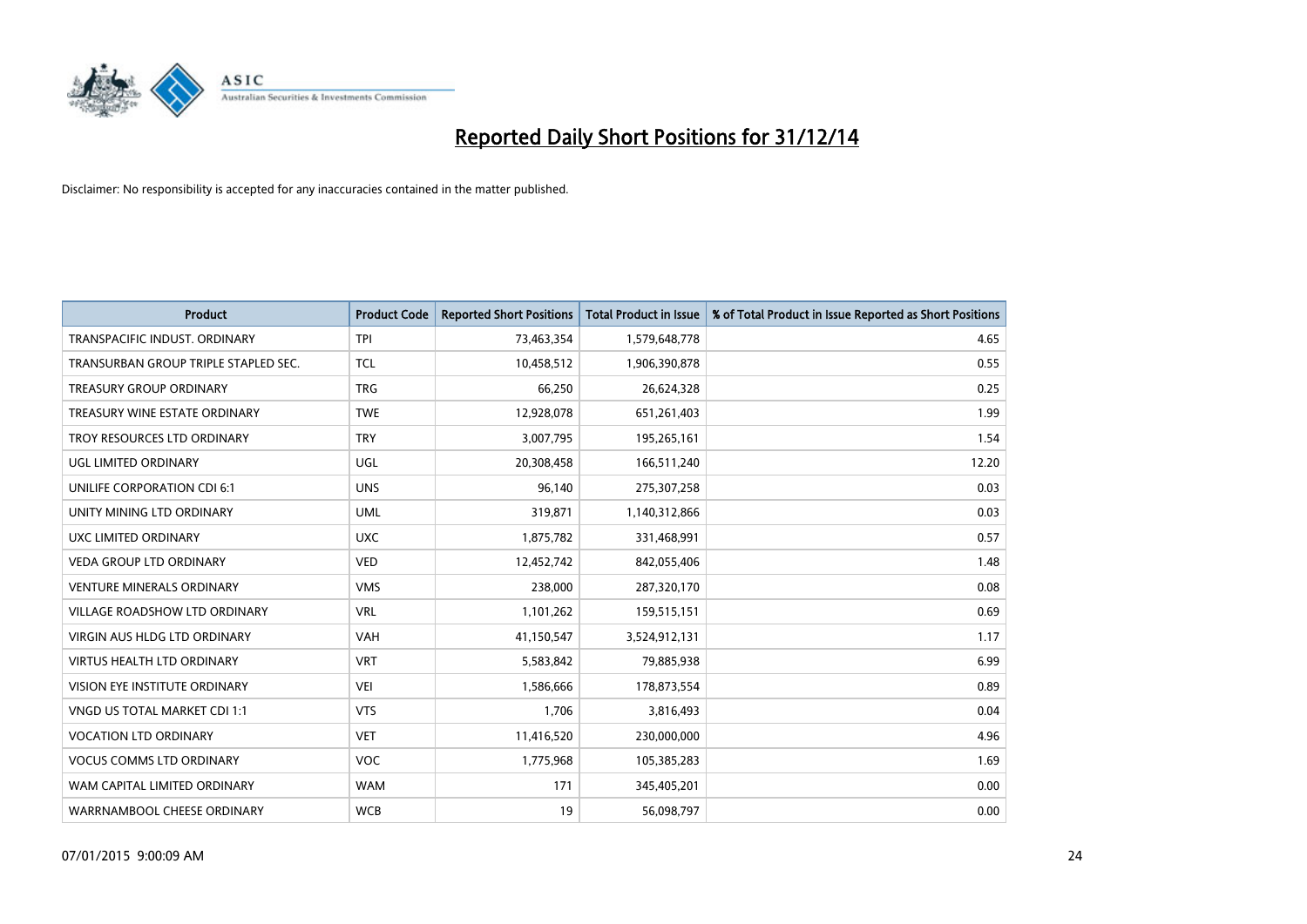# Reported Daily Short Positions for 31/12/14

Disclaimer: No responsibility is accepted for any inaccuracies contained in the matter published.

| Product | Product Code | Reported Short Positions | Total Product in Issue | % of Total Product in Issue Reported as Short Positions |
|---|---|---|---|---|
| TRANSPACIFIC INDUST. ORDINARY | TPI | 73,463,354 | 1,579,648,778 | 4.65 |
| TRANSURBAN GROUP TRIPLE STAPLED SEC. | TCL | 10,458,512 | 1,906,390,878 | 0.55 |
| TREASURY GROUP ORDINARY | TRG | 66,250 | 26,624,328 | 0.25 |
| TREASURY WINE ESTATE ORDINARY | TWE | 12,928,078 | 651,261,403 | 1.99 |
| TROY RESOURCES LTD ORDINARY | TRY | 3,007,795 | 195,265,161 | 1.54 |
| UGL LIMITED ORDINARY | UGL | 20,308,458 | 166,511,240 | 12.20 |
| UNILIFE CORPORATION CDI 6:1 | UNS | 96,140 | 275,307,258 | 0.03 |
| UNITY MINING LTD ORDINARY | UML | 319,871 | 1,140,312,866 | 0.03 |
| UXC LIMITED ORDINARY | UXC | 1,875,782 | 331,468,991 | 0.57 |
| VEDA GROUP LTD ORDINARY | VED | 12,452,742 | 842,055,406 | 1.48 |
| VENTURE MINERALS ORDINARY | VMS | 238,000 | 287,320,170 | 0.08 |
| VILLAGE ROADSHOW LTD ORDINARY | VRL | 1,101,262 | 159,515,151 | 0.69 |
| VIRGIN AUS HLDG LTD ORDINARY | VAH | 41,150,547 | 3,524,912,131 | 1.17 |
| VIRTUS HEALTH LTD ORDINARY | VRT | 5,583,842 | 79,885,938 | 6.99 |
| VISION EYE INSTITUTE ORDINARY | VEI | 1,586,666 | 178,873,554 | 0.89 |
| VNGD US TOTAL MARKET CDI 1:1 | VTS | 1,706 | 3,816,493 | 0.04 |
| VOCATION LTD ORDINARY | VET | 11,416,520 | 230,000,000 | 4.96 |
| VOCUS COMMS LTD ORDINARY | VOC | 1,775,968 | 105,385,283 | 1.69 |
| WAM CAPITAL LIMITED ORDINARY | WAM | 171 | 345,405,201 | 0.00 |
| WARRNAMBOOL CHEESE ORDINARY | WCB | 19 | 56,098,797 | 0.00 |

07/01/2015 9:00:09 AM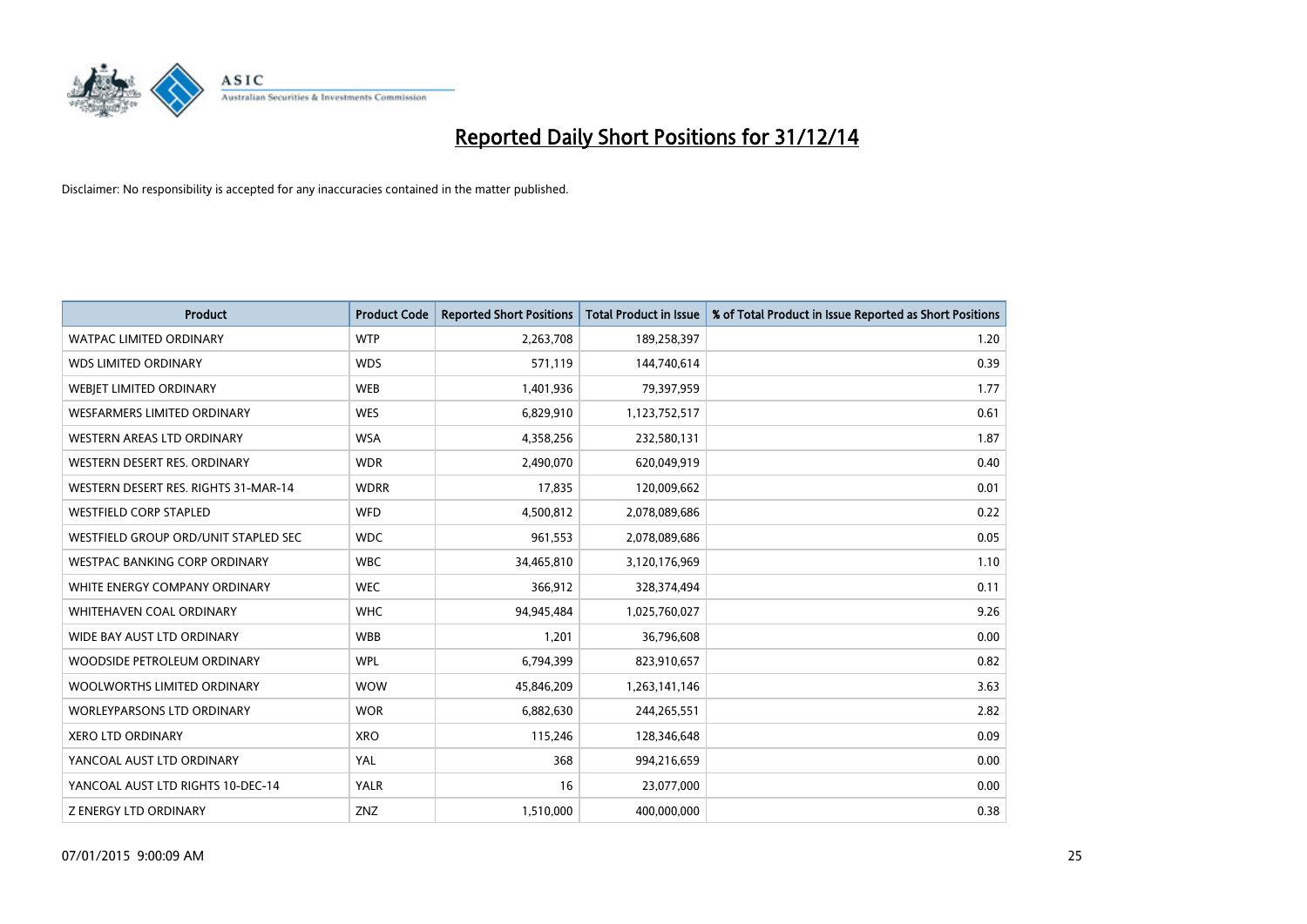# Reported Daily Short Positions for 31/12/14

Disclaimer: No responsibility is accepted for any inaccuracies contained in the matter published.

| Product | Product Code | Reported Short Positions | Total Product in Issue | % of Total Product in Issue Reported as Short Positions |
|---|---|---|---|---|
| WATPAC LIMITED ORDINARY | WTP | 2,263,708 | 189,258,397 | 1.20 |
| WDS LIMITED ORDINARY | WDS | 571,119 | 144,740,614 | 0.39 |
| WEBJET LIMITED ORDINARY | WEB | 1,401,936 | 79,397,959 | 1.77 |
| WESFARMERS LIMITED ORDINARY | WES | 6,829,910 | 1,123,752,517 | 0.61 |
| WESTERN AREAS LTD ORDINARY | WSA | 4,358,256 | 232,580,131 | 1.87 |
| WESTERN DESERT RES. ORDINARY | WDR | 2,490,070 | 620,049,919 | 0.40 |
| WESTERN DESERT RES. RIGHTS 31-MAR-14 | WDRR | 17,835 | 120,009,662 | 0.01 |
| WESTFIELD CORP STAPLED | WFD | 4,500,812 | 2,078,089,686 | 0.22 |
| WESTFIELD GROUP ORD/UNIT STAPLED SEC | WDC | 961,553 | 2,078,089,686 | 0.05 |
| WESTPAC BANKING CORP ORDINARY | WBC | 34,465,810 | 3,120,176,969 | 1.10 |
| WHITE ENERGY COMPANY ORDINARY | WEC | 366,912 | 328,374,494 | 0.11 |
| WHITEHAVEN COAL ORDINARY | WHC | 94,945,484 | 1,025,760,027 | 9.26 |
| WIDE BAY AUST LTD ORDINARY | WBB | 1,201 | 36,796,608 | 0.00 |
| WOODSIDE PETROLEUM ORDINARY | WPL | 6,794,399 | 823,910,657 | 0.82 |
| WOOLWORTHS LIMITED ORDINARY | WOW | 45,846,209 | 1,263,141,146 | 3.63 |
| WORLEYPARSONS LTD ORDINARY | WOR | 6,882,630 | 244,265,551 | 2.82 |
| XERO LTD ORDINARY | XRO | 115,246 | 128,346,648 | 0.09 |
| YANCOAL AUST LTD ORDINARY | YAL | 368 | 994,216,659 | 0.00 |
| YANCOAL AUST LTD RIGHTS 10-DEC-14 | YALR | 16 | 23,077,000 | 0.00 |
| Z ENERGY LTD ORDINARY | ZNZ | 1,510,000 | 400,000,000 | 0.38 |

07/01/2015 9:00:09 AM